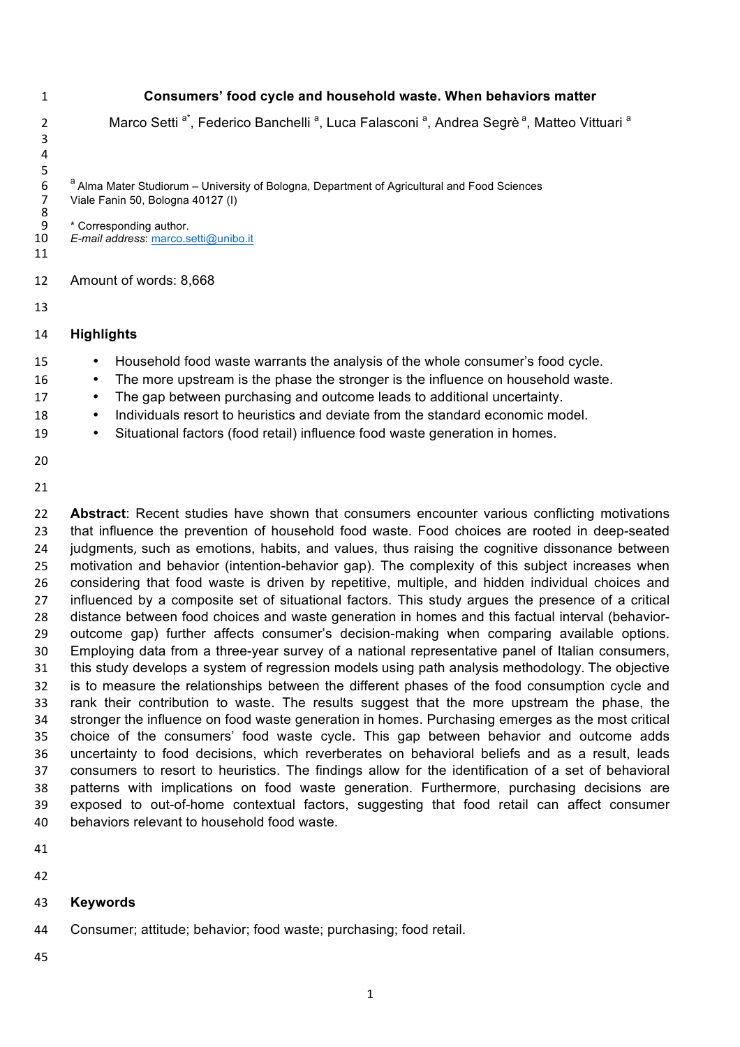# Consumers' food cycle and household waste. When behaviors matter

Marco Setti [a*], Federico Banchelli [a], Luca Falasconi [a], Andrea Segrè [a], Matteo Vittuari [a]

[a] Alma Mater Studiorum – University of Bologna, Department of Agricultural and Food Sciences
Viale Fanin 50, Bologna 40127 (I)

\* Corresponding author.
*E-mail address*: marco.setti@unibo.it

Amount of words: 8,668

## Highlights

- Household food waste warrants the analysis of the whole consumer's food cycle.
- The more upstream is the phase the stronger is the influence on household waste.
- The gap between purchasing and outcome leads to additional uncertainty.
- Individuals resort to heuristics and deviate from the standard economic model.
- Situational factors (food retail) influence food waste generation in homes.

**Abstract**: Recent studies have shown that consumers encounter various conflicting motivations that influence the prevention of household food waste. Food choices are rooted in deep-seated judgments, such as emotions, habits, and values, thus raising the cognitive dissonance between motivation and behavior (intention-behavior gap). The complexity of this subject increases when considering that food waste is driven by repetitive, multiple, and hidden individual choices and influenced by a composite set of situational factors. This study argues the presence of a critical distance between food choices and waste generation in homes and this factual interval (behavior-outcome gap) further affects consumer's decision-making when comparing available options. Employing data from a three-year survey of a national representative panel of Italian consumers, this study develops a system of regression models using path analysis methodology. The objective is to measure the relationships between the different phases of the food consumption cycle and rank their contribution to waste. The results suggest that the more upstream the phase, the stronger the influence on food waste generation in homes. Purchasing emerges as the most critical choice of the consumers' food waste cycle. This gap between behavior and outcome adds uncertainty to food decisions, which reverberates on behavioral beliefs and as a result, leads consumers to resort to heuristics. The findings allow for the identification of a set of behavioral patterns with implications on food waste generation. Furthermore, purchasing decisions are exposed to out-of-home contextual factors, suggesting that food retail can affect consumer behaviors relevant to household food waste.

## Keywords

Consumer; attitude; behavior; food waste; purchasing; food retail.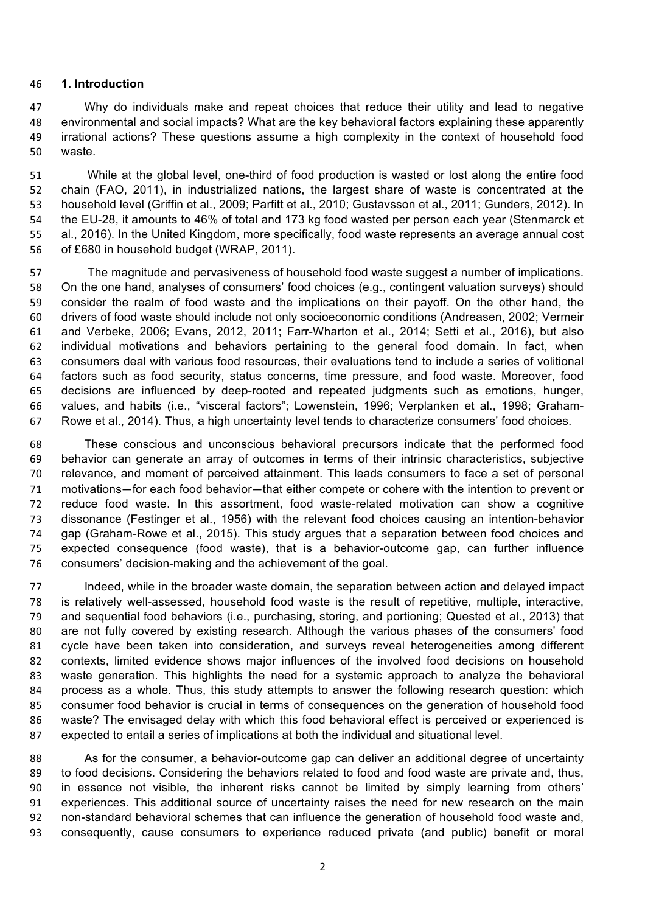## 1. Introduction

Why do individuals make and repeat choices that reduce their utility and lead to negative environmental and social impacts? What are the key behavioral factors explaining these apparently irrational actions? These questions assume a high complexity in the context of household food waste.

While at the global level, one-third of food production is wasted or lost along the entire food chain (FAO, 2011), in industrialized nations, the largest share of waste is concentrated at the household level (Griffin et al., 2009; Parfitt et al., 2010; Gustavsson et al., 2011; Gunders, 2012). In the EU-28, it amounts to 46% of total and 173 kg food wasted per person each year (Stenmarck et al., 2016). In the United Kingdom, more specifically, food waste represents an average annual cost of £680 in household budget (WRAP, 2011).

The magnitude and pervasiveness of household food waste suggest a number of implications. On the one hand, analyses of consumers' food choices (e.g., contingent valuation surveys) should consider the realm of food waste and the implications on their payoff. On the other hand, the drivers of food waste should include not only socioeconomic conditions (Andreasen, 2002; Vermeir and Verbeke, 2006; Evans, 2012, 2011; Farr-Wharton et al., 2014; Setti et al., 2016), but also individual motivations and behaviors pertaining to the general food domain. In fact, when consumers deal with various food resources, their evaluations tend to include a series of volitional factors such as food security, status concerns, time pressure, and food waste. Moreover, food decisions are influenced by deep-rooted and repeated judgments such as emotions, hunger, values, and habits (i.e., "visceral factors"; Lowenstein, 1996; Verplanken et al., 1998; Graham-Rowe et al., 2014). Thus, a high uncertainty level tends to characterize consumers' food choices.

These conscious and unconscious behavioral precursors indicate that the performed food behavior can generate an array of outcomes in terms of their intrinsic characteristics, subjective relevance, and moment of perceived attainment. This leads consumers to face a set of personal motivations—for each food behavior—that either compete or cohere with the intention to prevent or reduce food waste. In this assortment, food waste-related motivation can show a cognitive dissonance (Festinger et al., 1956) with the relevant food choices causing an intention-behavior gap (Graham-Rowe et al., 2015). This study argues that a separation between food choices and expected consequence (food waste), that is a behavior-outcome gap, can further influence consumers' decision-making and the achievement of the goal.

Indeed, while in the broader waste domain, the separation between action and delayed impact is relatively well-assessed, household food waste is the result of repetitive, multiple, interactive, and sequential food behaviors (i.e., purchasing, storing, and portioning; Quested et al., 2013) that are not fully covered by existing research. Although the various phases of the consumers' food cycle have been taken into consideration, and surveys reveal heterogeneities among different contexts, limited evidence shows major influences of the involved food decisions on household waste generation. This highlights the need for a systemic approach to analyze the behavioral process as a whole. Thus, this study attempts to answer the following research question: which consumer food behavior is crucial in terms of consequences on the generation of household food waste? The envisaged delay with which this food behavioral effect is perceived or experienced is expected to entail a series of implications at both the individual and situational level.

As for the consumer, a behavior-outcome gap can deliver an additional degree of uncertainty to food decisions. Considering the behaviors related to food and food waste are private and, thus, in essence not visible, the inherent risks cannot be limited by simply learning from others' experiences. This additional source of uncertainty raises the need for new research on the main non-standard behavioral schemes that can influence the generation of household food waste and, consequently, cause consumers to experience reduced private (and public) benefit or moral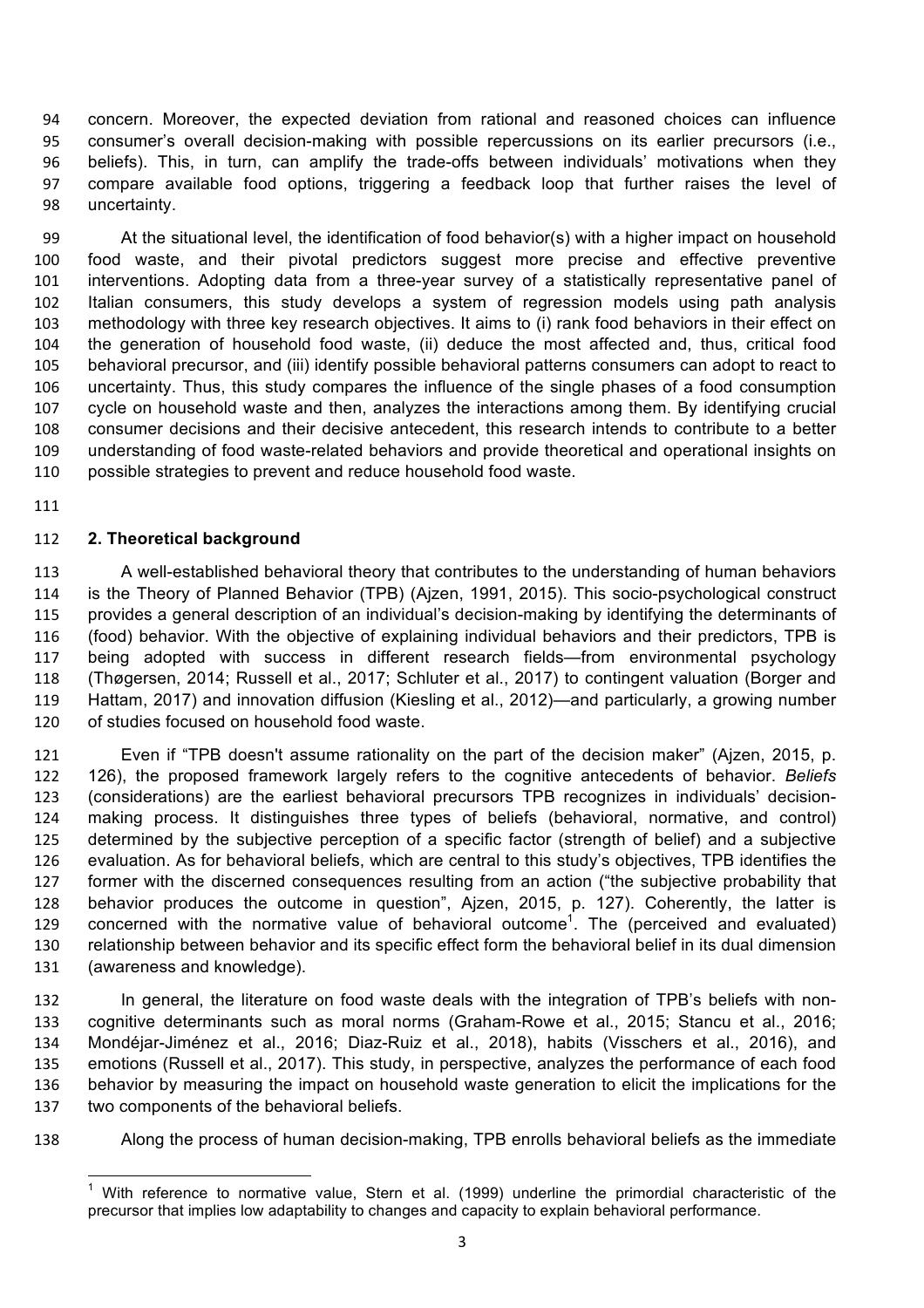concern. Moreover, the expected deviation from rational and reasoned choices can influence consumer's overall decision-making with possible repercussions on its earlier precursors (i.e., beliefs). This, in turn, can amplify the trade-offs between individuals' motivations when they compare available food options, triggering a feedback loop that further raises the level of uncertainty.

At the situational level, the identification of food behavior(s) with a higher impact on household food waste, and their pivotal predictors suggest more precise and effective preventive interventions. Adopting data from a three-year survey of a statistically representative panel of Italian consumers, this study develops a system of regression models using path analysis methodology with three key research objectives. It aims to (i) rank food behaviors in their effect on the generation of household food waste, (ii) deduce the most affected and, thus, critical food behavioral precursor, and (iii) identify possible behavioral patterns consumers can adopt to react to uncertainty. Thus, this study compares the influence of the single phases of a food consumption cycle on household waste and then, analyzes the interactions among them. By identifying crucial consumer decisions and their decisive antecedent, this research intends to contribute to a better understanding of food waste-related behaviors and provide theoretical and operational insights on possible strategies to prevent and reduce household food waste.

## 2. Theoretical background

A well-established behavioral theory that contributes to the understanding of human behaviors is the Theory of Planned Behavior (TPB) (Ajzen, 1991, 2015). This socio-psychological construct provides a general description of an individual's decision-making by identifying the determinants of (food) behavior. With the objective of explaining individual behaviors and their predictors, TPB is being adopted with success in different research fields—from environmental psychology (Thøgersen, 2014; Russell et al., 2017; Schluter et al., 2017) to contingent valuation (Borger and Hattam, 2017) and innovation diffusion (Kiesling et al., 2012)—and particularly, a growing number of studies focused on household food waste.

Even if "TPB doesn't assume rationality on the part of the decision maker" (Ajzen, 2015, p. 126), the proposed framework largely refers to the cognitive antecedents of behavior. *Beliefs* (considerations) are the earliest behavioral precursors TPB recognizes in individuals' decision-making process. It distinguishes three types of beliefs (behavioral, normative, and control) determined by the subjective perception of a specific factor (strength of belief) and a subjective evaluation. As for behavioral beliefs, which are central to this study's objectives, TPB identifies the former with the discerned consequences resulting from an action ("the subjective probability that behavior produces the outcome in question", Ajzen, 2015, p. 127). Coherently, the latter is concerned with the normative value of behavioral outcome[1]. The (perceived and evaluated) relationship between behavior and its specific effect form the behavioral belief in its dual dimension (awareness and knowledge).

In general, the literature on food waste deals with the integration of TPB's beliefs with non-cognitive determinants such as moral norms (Graham-Rowe et al., 2015; Stancu et al., 2016; Mondéjar-Jiménez et al., 2016; Diaz-Ruiz et al., 2018), habits (Visschers et al., 2016), and emotions (Russell et al., 2017). This study, in perspective, analyzes the performance of each food behavior by measuring the impact on household waste generation to elicit the implications for the two components of the behavioral beliefs.

Along the process of human decision-making, TPB enrolls behavioral beliefs as the immediate

[1] With reference to normative value, Stern et al. (1999) underline the primordial characteristic of the precursor that implies low adaptability to changes and capacity to explain behavioral performance.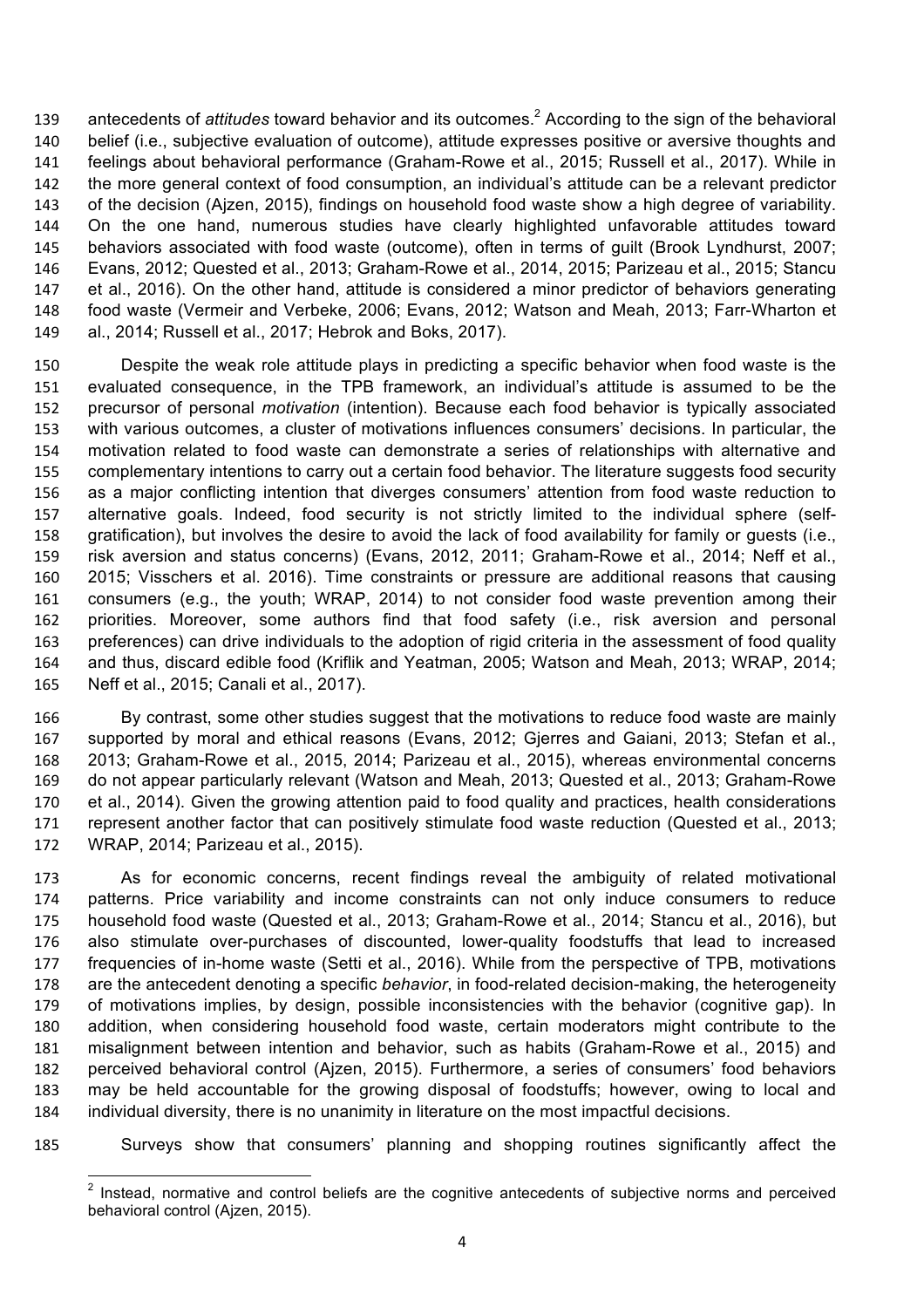antecedents of *attitudes* toward behavior and its outcomes.[2] According to the sign of the behavioral belief (i.e., subjective evaluation of outcome), attitude expresses positive or aversive thoughts and feelings about behavioral performance (Graham-Rowe et al., 2015; Russell et al., 2017). While in the more general context of food consumption, an individual's attitude can be a relevant predictor of the decision (Ajzen, 2015), findings on household food waste show a high degree of variability. On the one hand, numerous studies have clearly highlighted unfavorable attitudes toward behaviors associated with food waste (outcome), often in terms of guilt (Brook Lyndhurst, 2007; Evans, 2012; Quested et al., 2013; Graham-Rowe et al., 2014, 2015; Parizeau et al., 2015; Stancu et al., 2016). On the other hand, attitude is considered a minor predictor of behaviors generating food waste (Vermeir and Verbeke, 2006; Evans, 2012; Watson and Meah, 2013; Farr-Wharton et al., 2014; Russell et al., 2017; Hebrok and Boks, 2017).

Despite the weak role attitude plays in predicting a specific behavior when food waste is the evaluated consequence, in the TPB framework, an individual's attitude is assumed to be the precursor of personal *motivation* (intention). Because each food behavior is typically associated with various outcomes, a cluster of motivations influences consumers' decisions. In particular, the motivation related to food waste can demonstrate a series of relationships with alternative and complementary intentions to carry out a certain food behavior. The literature suggests food security as a major conflicting intention that diverges consumers' attention from food waste reduction to alternative goals. Indeed, food security is not strictly limited to the individual sphere (self-gratification), but involves the desire to avoid the lack of food availability for family or guests (i.e., risk aversion and status concerns) (Evans, 2012, 2011; Graham-Rowe et al., 2014; Neff et al., 2015; Visschers et al. 2016). Time constraints or pressure are additional reasons that causing consumers (e.g., the youth; WRAP, 2014) to not consider food waste prevention among their priorities. Moreover, some authors find that food safety (i.e., risk aversion and personal preferences) can drive individuals to the adoption of rigid criteria in the assessment of food quality and thus, discard edible food (Kriflik and Yeatman, 2005; Watson and Meah, 2013; WRAP, 2014; Neff et al., 2015; Canali et al., 2017).

By contrast, some other studies suggest that the motivations to reduce food waste are mainly supported by moral and ethical reasons (Evans, 2012; Gjerres and Gaiani, 2013; Stefan et al., 2013; Graham-Rowe et al., 2015, 2014; Parizeau et al., 2015), whereas environmental concerns do not appear particularly relevant (Watson and Meah, 2013; Quested et al., 2013; Graham-Rowe et al., 2014). Given the growing attention paid to food quality and practices, health considerations represent another factor that can positively stimulate food waste reduction (Quested et al., 2013; WRAP, 2014; Parizeau et al., 2015).

As for economic concerns, recent findings reveal the ambiguity of related motivational patterns. Price variability and income constraints can not only induce consumers to reduce household food waste (Quested et al., 2013; Graham-Rowe et al., 2014; Stancu et al., 2016), but also stimulate over-purchases of discounted, lower-quality foodstuffs that lead to increased frequencies of in-home waste (Setti et al., 2016). While from the perspective of TPB, motivations are the antecedent denoting a specific *behavior*, in food-related decision-making, the heterogeneity of motivations implies, by design, possible inconsistencies with the behavior (cognitive gap). In addition, when considering household food waste, certain moderators might contribute to the misalignment between intention and behavior, such as habits (Graham-Rowe et al., 2015) and perceived behavioral control (Ajzen, 2015). Furthermore, a series of consumers' food behaviors may be held accountable for the growing disposal of foodstuffs; however, owing to local and individual diversity, there is no unanimity in literature on the most impactful decisions.

Surveys show that consumers' planning and shopping routines significantly affect the

[2] Instead, normative and control beliefs are the cognitive antecedents of subjective norms and perceived behavioral control (Ajzen, 2015).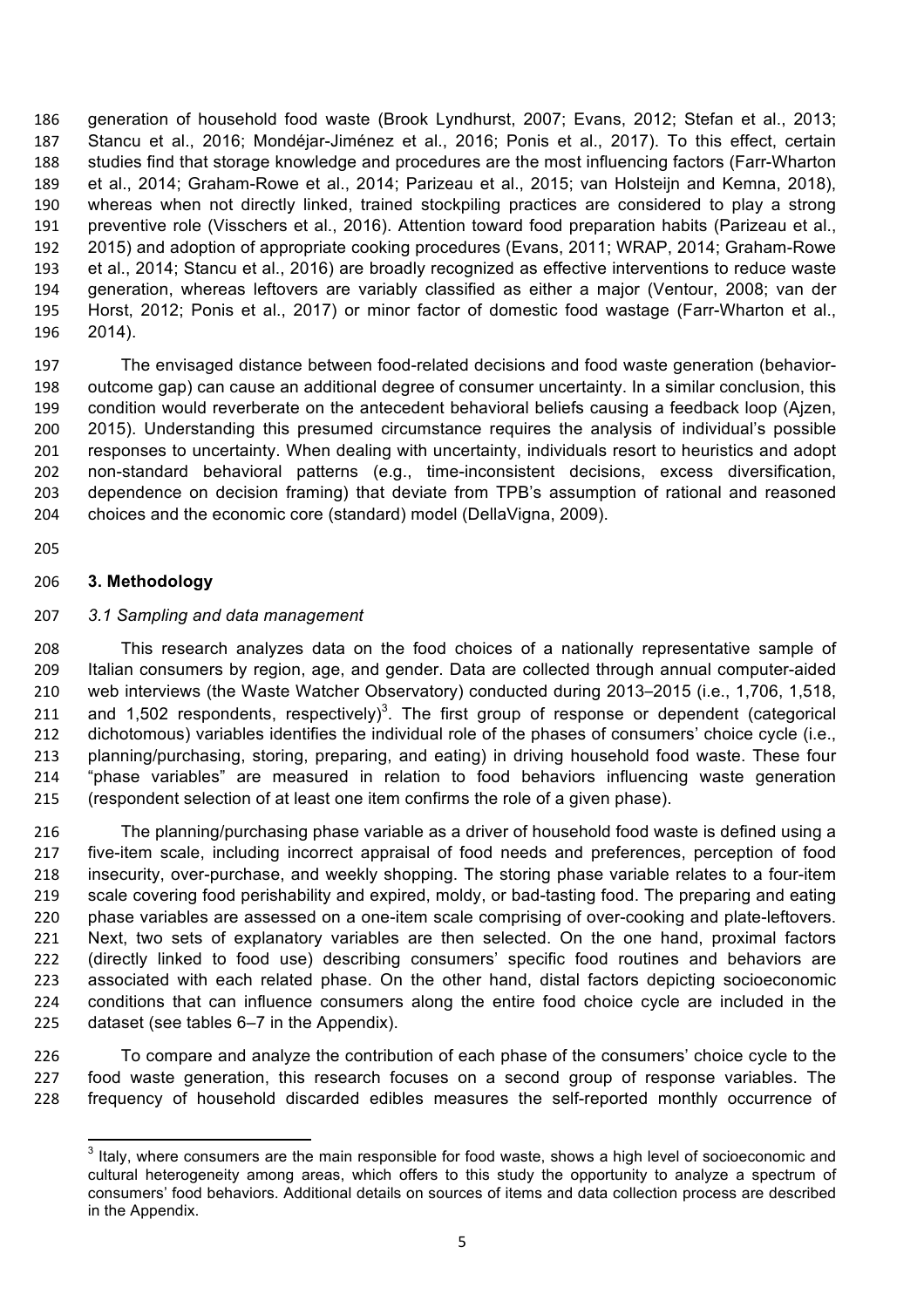generation of household food waste (Brook Lyndhurst, 2007; Evans, 2012; Stefan et al., 2013; Stancu et al., 2016; Mondéjar-Jiménez et al., 2016; Ponis et al., 2017). To this effect, certain studies find that storage knowledge and procedures are the most influencing factors (Farr-Wharton et al., 2014; Graham-Rowe et al., 2014; Parizeau et al., 2015; van Holsteijn and Kemna, 2018), whereas when not directly linked, trained stockpiling practices are considered to play a strong preventive role (Visschers et al., 2016). Attention toward food preparation habits (Parizeau et al., 2015) and adoption of appropriate cooking procedures (Evans, 2011; WRAP, 2014; Graham-Rowe et al., 2014; Stancu et al., 2016) are broadly recognized as effective interventions to reduce waste generation, whereas leftovers are variably classified as either a major (Ventour, 2008; van der Horst, 2012; Ponis et al., 2017) or minor factor of domestic food wastage (Farr-Wharton et al., 2014).

The envisaged distance between food-related decisions and food waste generation (behavior-outcome gap) can cause an additional degree of consumer uncertainty. In a similar conclusion, this condition would reverberate on the antecedent behavioral beliefs causing a feedback loop (Ajzen, 2015). Understanding this presumed circumstance requires the analysis of individual's possible responses to uncertainty. When dealing with uncertainty, individuals resort to heuristics and adopt non-standard behavioral patterns (e.g., time-inconsistent decisions, excess diversification, dependence on decision framing) that deviate from TPB's assumption of rational and reasoned choices and the economic core (standard) model (DellaVigna, 2009).

## 3. Methodology

### *3.1 Sampling and data management*

This research analyzes data on the food choices of a nationally representative sample of Italian consumers by region, age, and gender. Data are collected through annual computer-aided web interviews (the Waste Watcher Observatory) conducted during 2013–2015 (i.e., 1,706, 1,518, and 1,502 respondents, respectively)[3]. The first group of response or dependent (categorical dichotomous) variables identifies the individual role of the phases of consumers' choice cycle (i.e., planning/purchasing, storing, preparing, and eating) in driving household food waste. These four "phase variables" are measured in relation to food behaviors influencing waste generation (respondent selection of at least one item confirms the role of a given phase).

The planning/purchasing phase variable as a driver of household food waste is defined using a five-item scale, including incorrect appraisal of food needs and preferences, perception of food insecurity, over-purchase, and weekly shopping. The storing phase variable relates to a four-item scale covering food perishability and expired, moldy, or bad-tasting food. The preparing and eating phase variables are assessed on a one-item scale comprising of over-cooking and plate-leftovers. Next, two sets of explanatory variables are then selected. On the one hand, proximal factors (directly linked to food use) describing consumers' specific food routines and behaviors are associated with each related phase. On the other hand, distal factors depicting socioeconomic conditions that can influence consumers along the entire food choice cycle are included in the dataset (see tables 6–7 in the Appendix).

To compare and analyze the contribution of each phase of the consumers' choice cycle to the food waste generation, this research focuses on a second group of response variables. The frequency of household discarded edibles measures the self-reported monthly occurrence of

[3] Italy, where consumers are the main responsible for food waste, shows a high level of socioeconomic and cultural heterogeneity among areas, which offers to this study the opportunity to analyze a spectrum of consumers' food behaviors. Additional details on sources of items and data collection process are described in the Appendix.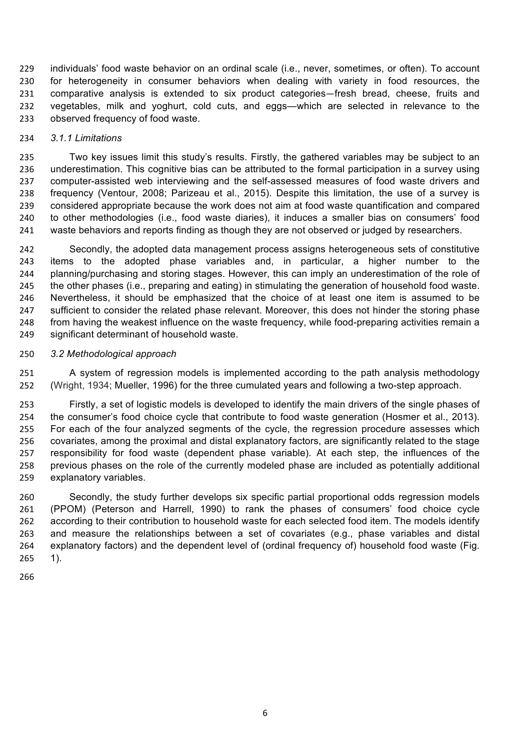individuals' food waste behavior on an ordinal scale (i.e., never, sometimes, or often). To account for heterogeneity in consumer behaviors when dealing with variety in food resources, the comparative analysis is extended to six product categories—fresh bread, cheese, fruits and vegetables, milk and yoghurt, cold cuts, and eggs—which are selected in relevance to the observed frequency of food waste.

### *3.1.1 Limitations*

Two key issues limit this study's results. Firstly, the gathered variables may be subject to an underestimation. This cognitive bias can be attributed to the formal participation in a survey using computer-assisted web interviewing and the self-assessed measures of food waste drivers and frequency (Ventour, 2008; Parizeau et al., 2015). Despite this limitation, the use of a survey is considered appropriate because the work does not aim at food waste quantification and compared to other methodologies (i.e., food waste diaries), it induces a smaller bias on consumers' food waste behaviors and reports finding as though they are not observed or judged by researchers.

Secondly, the adopted data management process assigns heterogeneous sets of constitutive items to the adopted phase variables and, in particular, a higher number to the planning/purchasing and storing stages. However, this can imply an underestimation of the role of the other phases (i.e., preparing and eating) in stimulating the generation of household food waste. Nevertheless, it should be emphasized that the choice of at least one item is assumed to be sufficient to consider the related phase relevant. Moreover, this does not hinder the storing phase from having the weakest influence on the waste frequency, while food-preparing activities remain a significant determinant of household waste.

## *3.2 Methodological approach*

A system of regression models is implemented according to the path analysis methodology (Wright, 1934; Mueller, 1996) for the three cumulated years and following a two-step approach.

Firstly, a set of logistic models is developed to identify the main drivers of the single phases of the consumer's food choice cycle that contribute to food waste generation (Hosmer et al., 2013). For each of the four analyzed segments of the cycle, the regression procedure assesses which covariates, among the proximal and distal explanatory factors, are significantly related to the stage responsibility for food waste (dependent phase variable). At each step, the influences of the previous phases on the role of the currently modeled phase are included as potentially additional explanatory variables.

Secondly, the study further develops six specific partial proportional odds regression models (PPOM) (Peterson and Harrell, 1990) to rank the phases of consumers' food choice cycle according to their contribution to household waste for each selected food item. The models identify and measure the relationships between a set of covariates (e.g., phase variables and distal explanatory factors) and the dependent level of (ordinal frequency of) household food waste (Fig. 1).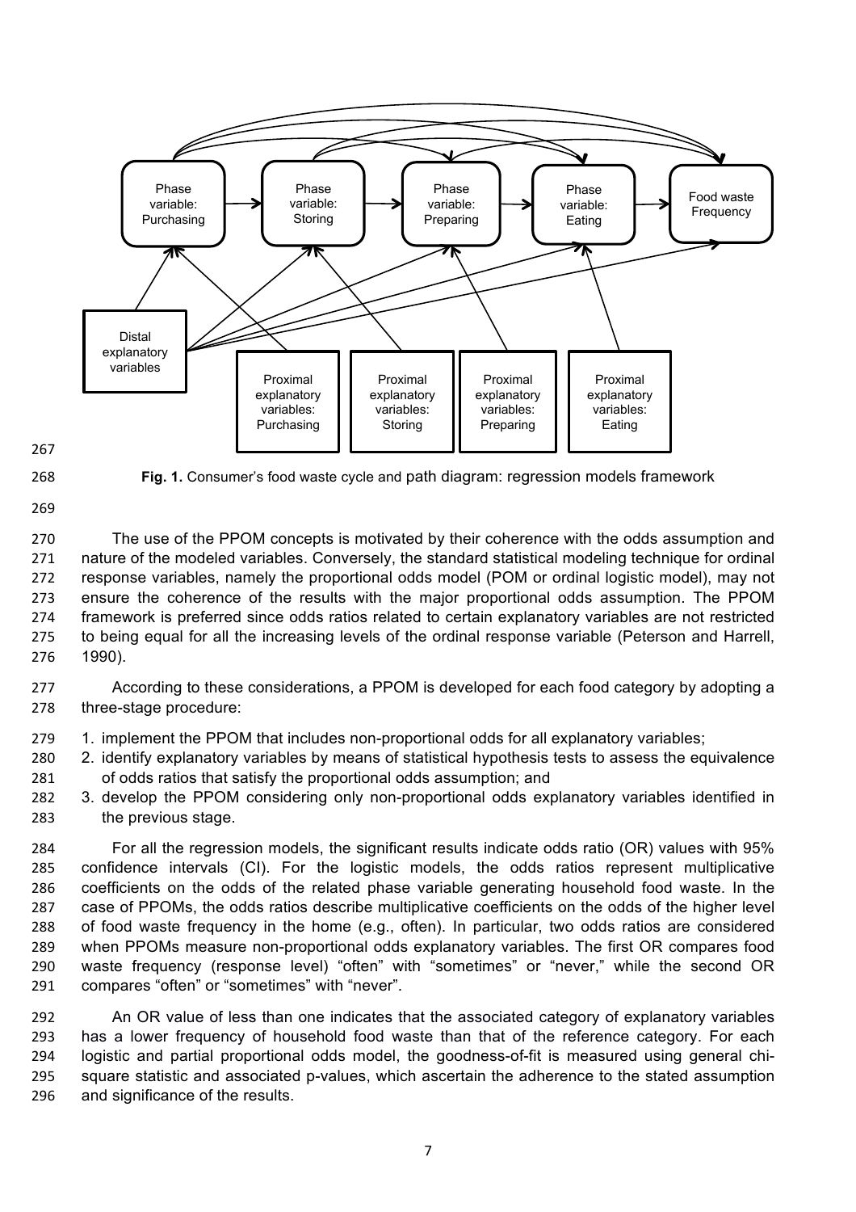**Fig. 1.** Consumer's food waste cycle and path diagram: regression models framework

The use of the PPOM concepts is motivated by their coherence with the odds assumption and nature of the modeled variables. Conversely, the standard statistical modeling technique for ordinal response variables, namely the proportional odds model (POM or ordinal logistic model), may not ensure the coherence of the results with the major proportional odds assumption. The PPOM framework is preferred since odds ratios related to certain explanatory variables are not restricted to being equal for all the increasing levels of the ordinal response variable (Peterson and Harrell, 1990).

According to these considerations, a PPOM is developed for each food category by adopting a three-stage procedure:

1. implement the PPOM that includes non-proportional odds for all explanatory variables;
2. identify explanatory variables by means of statistical hypothesis tests to assess the equivalence of odds ratios that satisfy the proportional odds assumption; and
3. develop the PPOM considering only non-proportional odds explanatory variables identified in the previous stage.

For all the regression models, the significant results indicate odds ratio (OR) values with 95% confidence intervals (CI). For the logistic models, the odds ratios represent multiplicative coefficients on the odds of the related phase variable generating household food waste. In the case of PPOMs, the odds ratios describe multiplicative coefficients on the odds of the higher level of food waste frequency in the home (e.g., often). In particular, two odds ratios are considered when PPOMs measure non-proportional odds explanatory variables. The first OR compares food waste frequency (response level) "often" with "sometimes" or "never," while the second OR compares "often" or "sometimes" with "never".

An OR value of less than one indicates that the associated category of explanatory variables has a lower frequency of household food waste than that of the reference category. For each logistic and partial proportional odds model, the goodness-of-fit is measured using general chi-square statistic and associated p-values, which ascertain the adherence to the stated assumption and significance of the results.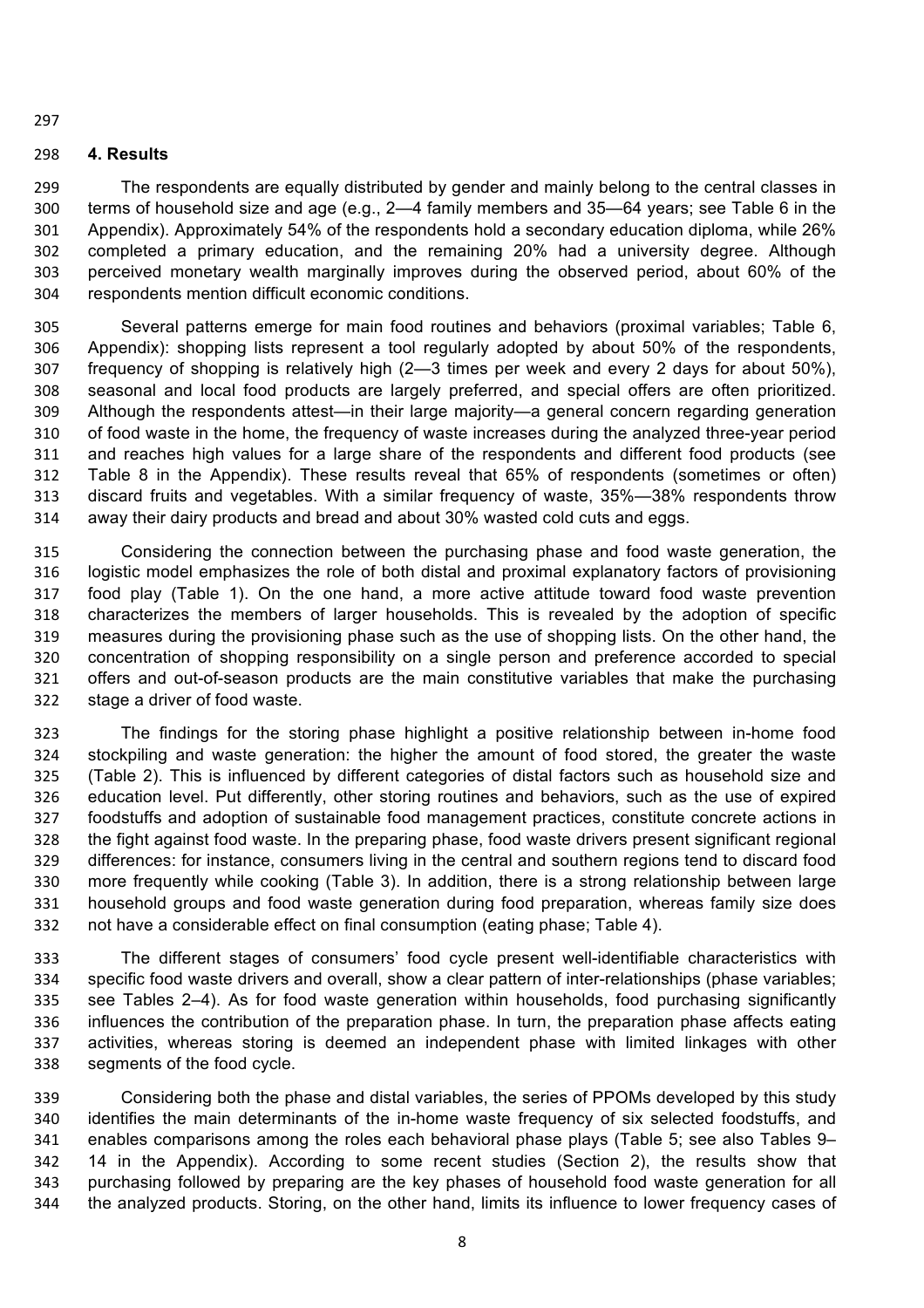## 4. Results

The respondents are equally distributed by gender and mainly belong to the central classes in terms of household size and age (e.g., 2—4 family members and 35—64 years; see Table 6 in the Appendix). Approximately 54% of the respondents hold a secondary education diploma, while 26% completed a primary education, and the remaining 20% had a university degree. Although perceived monetary wealth marginally improves during the observed period, about 60% of the respondents mention difficult economic conditions.

Several patterns emerge for main food routines and behaviors (proximal variables; Table 6, Appendix): shopping lists represent a tool regularly adopted by about 50% of the respondents, frequency of shopping is relatively high (2—3 times per week and every 2 days for about 50%), seasonal and local food products are largely preferred, and special offers are often prioritized. Although the respondents attest—in their large majority—a general concern regarding generation of food waste in the home, the frequency of waste increases during the analyzed three-year period and reaches high values for a large share of the respondents and different food products (see Table 8 in the Appendix). These results reveal that 65% of respondents (sometimes or often) discard fruits and vegetables. With a similar frequency of waste, 35%—38% respondents throw away their dairy products and bread and about 30% wasted cold cuts and eggs.

Considering the connection between the purchasing phase and food waste generation, the logistic model emphasizes the role of both distal and proximal explanatory factors of provisioning food play (Table 1). On the one hand, a more active attitude toward food waste prevention characterizes the members of larger households. This is revealed by the adoption of specific measures during the provisioning phase such as the use of shopping lists. On the other hand, the concentration of shopping responsibility on a single person and preference accorded to special offers and out-of-season products are the main constitutive variables that make the purchasing stage a driver of food waste.

The findings for the storing phase highlight a positive relationship between in-home food stockpiling and waste generation: the higher the amount of food stored, the greater the waste (Table 2). This is influenced by different categories of distal factors such as household size and education level. Put differently, other storing routines and behaviors, such as the use of expired foodstuffs and adoption of sustainable food management practices, constitute concrete actions in the fight against food waste. In the preparing phase, food waste drivers present significant regional differences: for instance, consumers living in the central and southern regions tend to discard food more frequently while cooking (Table 3). In addition, there is a strong relationship between large household groups and food waste generation during food preparation, whereas family size does not have a considerable effect on final consumption (eating phase; Table 4).

The different stages of consumers' food cycle present well-identifiable characteristics with specific food waste drivers and overall, show a clear pattern of inter-relationships (phase variables; see Tables 2–4). As for food waste generation within households, food purchasing significantly influences the contribution of the preparation phase. In turn, the preparation phase affects eating activities, whereas storing is deemed an independent phase with limited linkages with other segments of the food cycle.

Considering both the phase and distal variables, the series of PPOMs developed by this study identifies the main determinants of the in-home waste frequency of six selected foodstuffs, and enables comparisons among the roles each behavioral phase plays (Table 5; see also Tables 9–14 in the Appendix). According to some recent studies (Section 2), the results show that purchasing followed by preparing are the key phases of household food waste generation for all the analyzed products. Storing, on the other hand, limits its influence to lower frequency cases of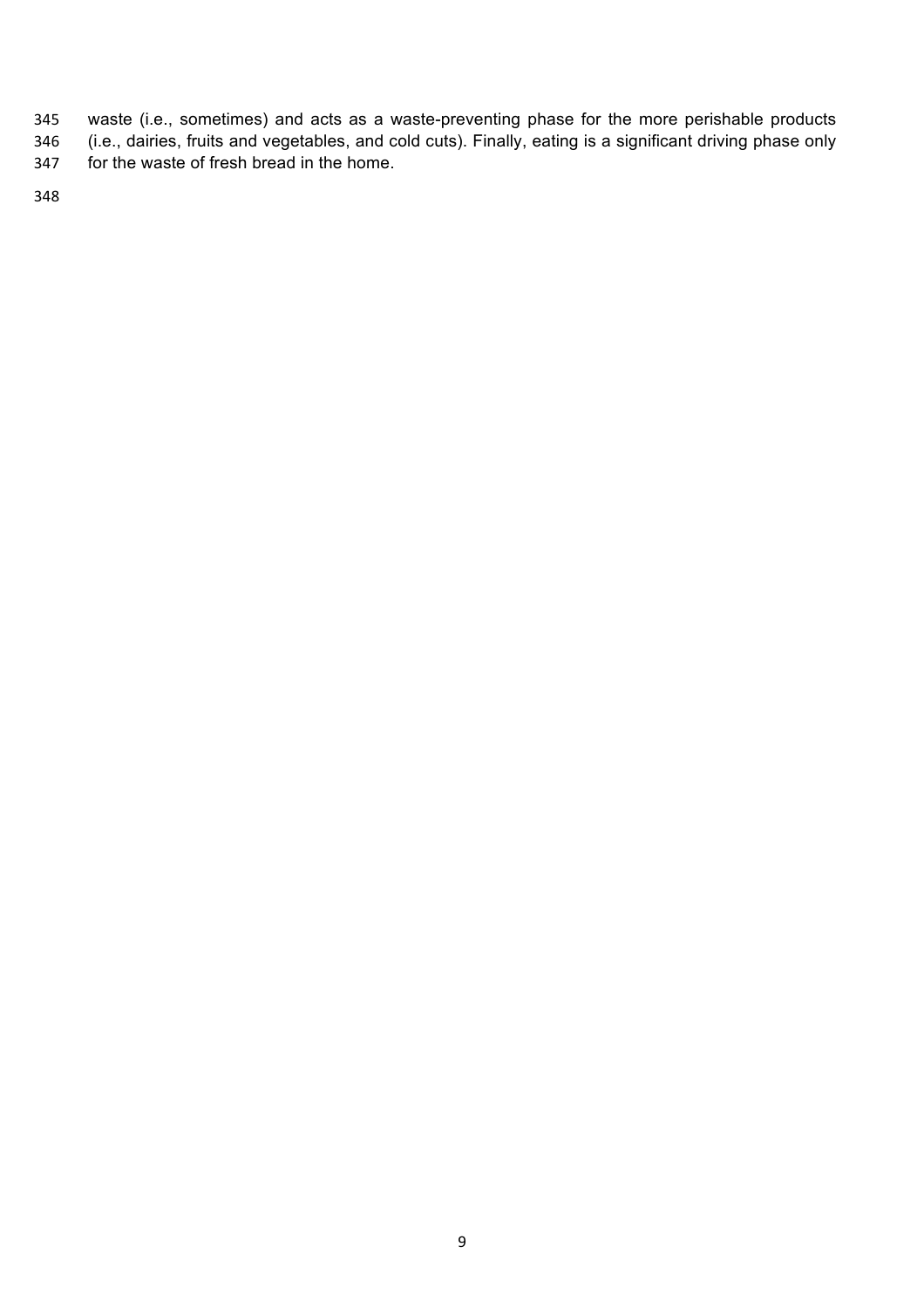waste (i.e., sometimes) and acts as a waste-preventing phase for the more perishable products (i.e., dairies, fruits and vegetables, and cold cuts). Finally, eating is a significant driving phase only for the waste of fresh bread in the home.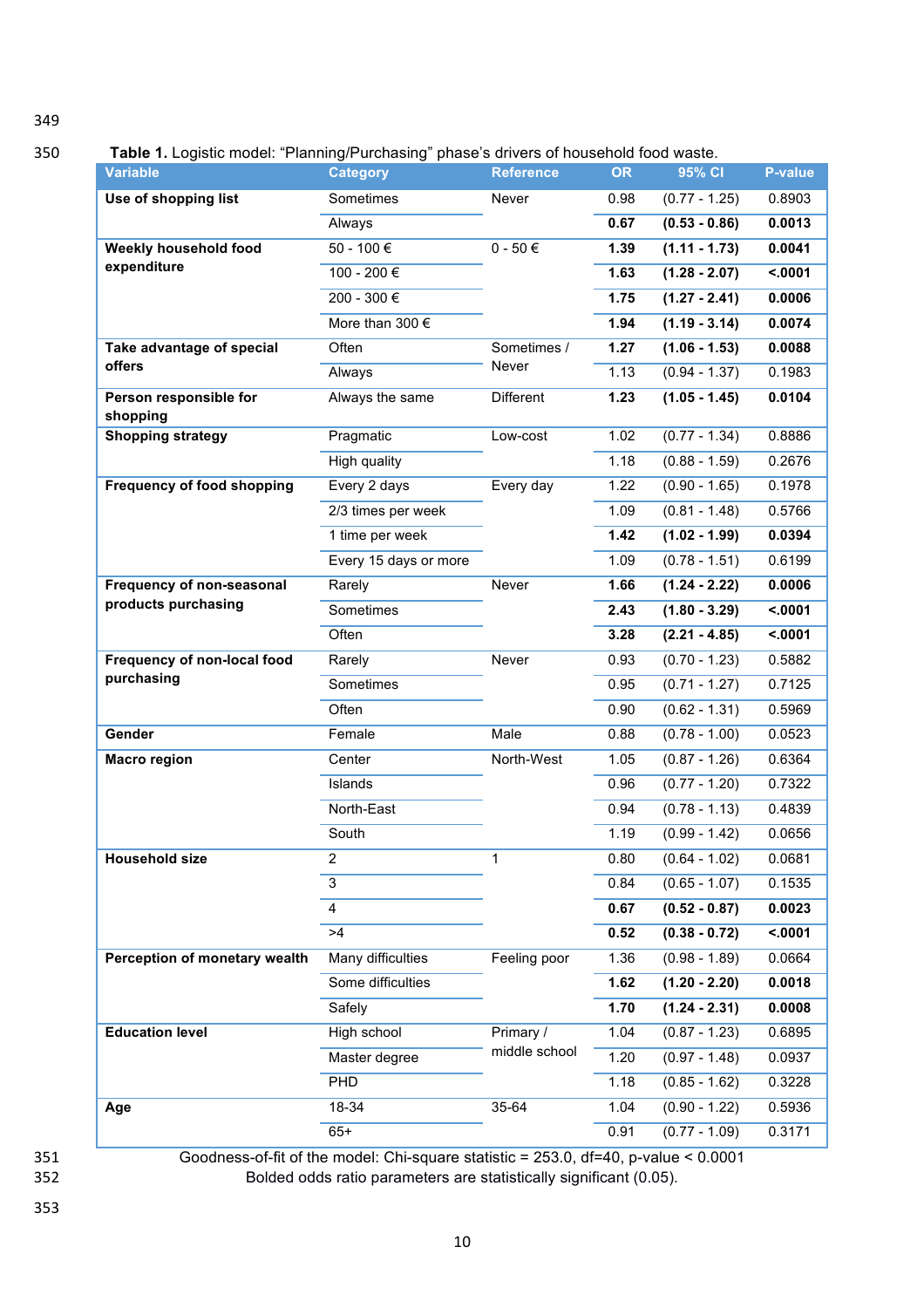**Table 1.** Logistic model: "Planning/Purchasing" phase's drivers of household food waste.

| Variable | Category | Reference | OR | 95% CI | P-value |
|---|---|---|---|---|---|
| **Use of shopping list** | Sometimes | Never | 0.98 | (0.77 - 1.25) | 0.8903 |
| | Always | | **0.67** | **(0.53 - 0.86)** | **0.0013** |
| **Weekly household food expenditure** | 50 - 100 € | 0 - 50 € | **1.39** | **(1.11 - 1.73)** | **0.0041** |
| | 100 - 200 € | | **1.63** | **(1.28 - 2.07)** | **<.0001** |
| | 200 - 300 € | | **1.75** | **(1.27 - 2.41)** | **0.0006** |
| | More than 300 € | | **1.94** | **(1.19 - 3.14)** | **0.0074** |
| **Take advantage of special offers** | Often | Sometimes / Never | **1.27** | **(1.06 - 1.53)** | **0.0088** |
| | Always | | 1.13 | (0.94 - 1.37) | 0.1983 |
| **Person responsible for shopping** | Always the same | Different | **1.23** | **(1.05 - 1.45)** | **0.0104** |
| **Shopping strategy** | Pragmatic | Low-cost | 1.02 | (0.77 - 1.34) | 0.8886 |
| | High quality | | 1.18 | (0.88 - 1.59) | 0.2676 |
| **Frequency of food shopping** | Every 2 days | Every day | 1.22 | (0.90 - 1.65) | 0.1978 |
| | 2/3 times per week | | 1.09 | (0.81 - 1.48) | 0.5766 |
| | 1 time per week | | **1.42** | **(1.02 - 1.99)** | **0.0394** |
| | Every 15 days or more | | 1.09 | (0.78 - 1.51) | 0.6199 |
| **Frequency of non-seasonal products purchasing** | Rarely | Never | **1.66** | **(1.24 - 2.22)** | **0.0006** |
| | Sometimes | | **2.43** | **(1.80 - 3.29)** | **<.0001** |
| | Often | | **3.28** | **(2.21 - 4.85)** | **<.0001** |
| **Frequency of non-local food purchasing** | Rarely | Never | 0.93 | (0.70 - 1.23) | 0.5882 |
| | Sometimes | | 0.95 | (0.71 - 1.27) | 0.7125 |
| | Often | | 0.90 | (0.62 - 1.31) | 0.5969 |
| **Gender** | Female | Male | 0.88 | (0.78 - 1.00) | 0.0523 |
| **Macro region** | Center | North-West | 1.05 | (0.87 - 1.26) | 0.6364 |
| | Islands | | 0.96 | (0.77 - 1.20) | 0.7322 |
| | North-East | | 0.94 | (0.78 - 1.13) | 0.4839 |
| | South | | 1.19 | (0.99 - 1.42) | 0.0656 |
| **Household size** | 2 | 1 | 0.80 | (0.64 - 1.02) | 0.0681 |
| | 3 | | 0.84 | (0.65 - 1.07) | 0.1535 |
| | 4 | | **0.67** | **(0.52 - 0.87)** | **0.0023** |
| | >4 | | **0.52** | **(0.38 - 0.72)** | **<.0001** |
| **Perception of monetary wealth** | Many difficulties | Feeling poor | 1.36 | (0.98 - 1.89) | 0.0664 |
| | Some difficulties | | **1.62** | **(1.20 - 2.20)** | **0.0018** |
| | Safely | | **1.70** | **(1.24 - 2.31)** | **0.0008** |
| **Education level** | High school | Primary / middle school | 1.04 | (0.87 - 1.23) | 0.6895 |
| | Master degree | | 1.20 | (0.97 - 1.48) | 0.0937 |
| | PHD | | 1.18 | (0.85 - 1.62) | 0.3228 |
| **Age** | 18-34 | 35-64 | 1.04 | (0.90 - 1.22) | 0.5936 |
| | 65+ | | 0.91 | (0.77 - 1.09) | 0.3171 |

Goodness-of-fit of the model: Chi-square statistic = 253.0, df=40, p-value < 0.0001

Bolded odds ratio parameters are statistically significant (0.05).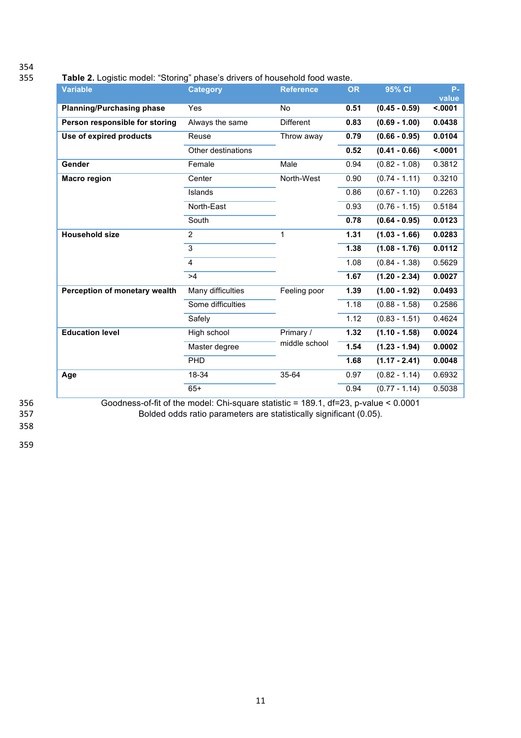**Table 2.** Logistic model: "Storing" phase's drivers of household food waste.

| Variable | Category | Reference | OR | 95% CI | P-value |
|---|---|---|---|---|---|
| **Planning/Purchasing phase** | Yes | No | **0.51** | **(0.45 - 0.59)** | **<.0001** |
| **Person responsible for storing** | Always the same | Different | **0.83** | **(0.69 - 1.00)** | **0.0438** |
| **Use of expired products** | Reuse | Throw away | **0.79** | **(0.66 - 0.95)** | **0.0104** |
| | Other destinations | | **0.52** | **(0.41 - 0.66)** | **<.0001** |
| **Gender** | Female | Male | 0.94 | (0.82 - 1.08) | 0.3812 |
| **Macro region** | Center | North-West | 0.90 | (0.74 - 1.11) | 0.3210 |
| | Islands | | 0.86 | (0.67 - 1.10) | 0.2263 |
| | North-East | | 0.93 | (0.76 - 1.15) | 0.5184 |
| | South | | **0.78** | **(0.64 - 0.95)** | **0.0123** |
| **Household size** | 2 | 1 | **1.31** | **(1.03 - 1.66)** | **0.0283** |
| | 3 | | **1.38** | **(1.08 - 1.76)** | **0.0112** |
| | 4 | | 1.08 | (0.84 - 1.38) | 0.5629 |
| | >4 | | **1.67** | **(1.20 - 2.34)** | **0.0027** |
| **Perception of monetary wealth** | Many difficulties | Feeling poor | **1.39** | **(1.00 - 1.92)** | **0.0493** |
| | Some difficulties | | 1.18 | (0.88 - 1.58) | 0.2586 |
| | Safely | | 1.12 | (0.83 - 1.51) | 0.4624 |
| **Education level** | High school | Primary / middle school | **1.32** | **(1.10 - 1.58)** | **0.0024** |
| | Master degree | | **1.54** | **(1.23 - 1.94)** | **0.0002** |
| | PHD | | **1.68** | **(1.17 - 2.41)** | **0.0048** |
| **Age** | 18-34 | 35-64 | 0.97 | (0.82 - 1.14) | 0.6932 |
| | 65+ | | 0.94 | (0.77 - 1.14) | 0.5038 |

Goodness-of-fit of the model: Chi-square statistic = 189.1, df=23, p-value < 0.0001

Bolded odds ratio parameters are statistically significant (0.05).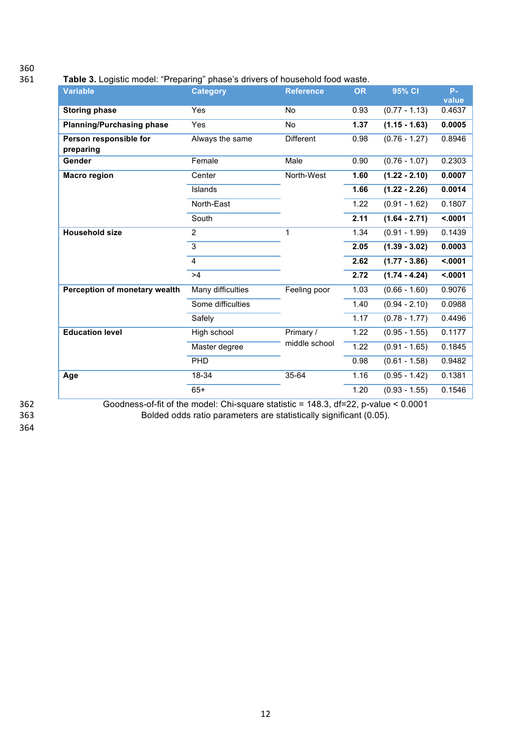**Table 3.** Logistic model: “Preparing” phase’s drivers of household food waste.

| Variable | Category | Reference | OR | 95% CI | P-value |
|---|---|---|---|---|---|
| **Storing phase** | Yes | No | 0.93 | (0.77 - 1.13) | 0.4637 |
| **Planning/Purchasing phase** | Yes | No | **1.37** | **(1.15 - 1.63)** | **0.0005** |
| **Person responsible for preparing** | Always the same | Different | 0.98 | (0.76 - 1.27) | 0.8946 |
| **Gender** | Female | Male | 0.90 | (0.76 - 1.07) | 0.2303 |
| **Macro region** | Center | North-West | **1.60** | **(1.22 - 2.10)** | **0.0007** |
| | Islands | | **1.66** | **(1.22 - 2.26)** | **0.0014** |
| | North-East | | 1.22 | (0.91 - 1.62) | 0.1807 |
| | South | | **2.11** | **(1.64 - 2.71)** | **<.0001** |
| **Household size** | 2 | 1 | 1.34 | (0.91 - 1.99) | 0.1439 |
| | 3 | | **2.05** | **(1.39 - 3.02)** | **0.0003** |
| | 4 | | **2.62** | **(1.77 - 3.86)** | **<.0001** |
| | >4 | | **2.72** | **(1.74 - 4.24)** | **<.0001** |
| **Perception of monetary wealth** | Many difficulties | Feeling poor | 1.03 | (0.66 - 1.60) | 0.9076 |
| | Some difficulties | | 1.40 | (0.94 - 2.10) | 0.0988 |
| | Safely | | 1.17 | (0.78 - 1.77) | 0.4496 |
| **Education level** | High school | Primary / middle school | 1.22 | (0.95 - 1.55) | 0.1177 |
| | Master degree | | 1.22 | (0.91 - 1.65) | 0.1845 |
| | PHD | | 0.98 | (0.61 - 1.58) | 0.9482 |
| **Age** | 18-34 | 35-64 | 1.16 | (0.95 - 1.42) | 0.1381 |
| | 65+ | | 1.20 | (0.93 - 1.55) | 0.1546 |

Goodness-of-fit of the model: Chi-square statistic = 148.3, df=22, p-value < 0.0001

Bolded odds ratio parameters are statistically significant (0.05).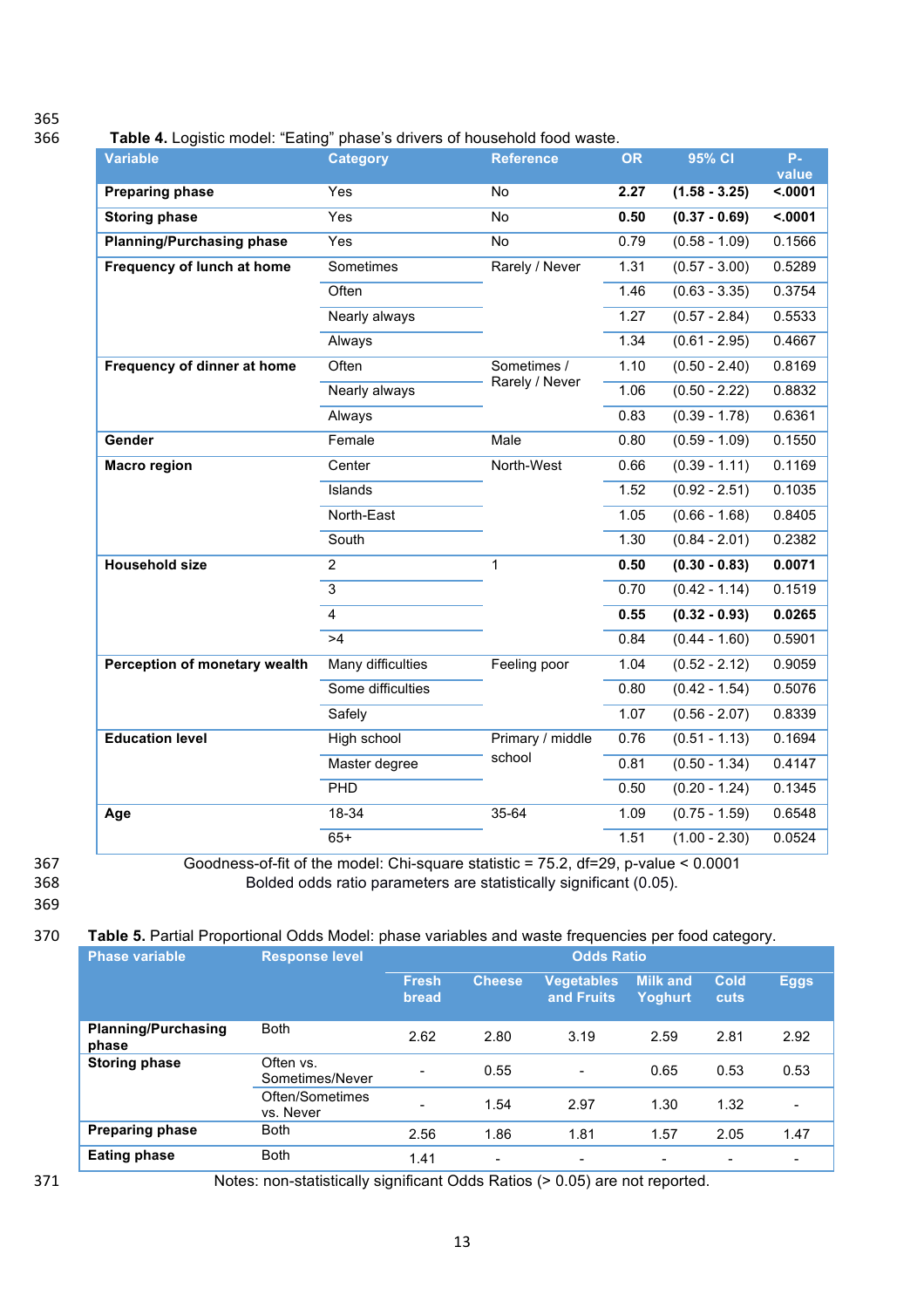**Table 4.** Logistic model: "Eating" phase's drivers of household food waste.

| Variable | Category | Reference | OR | 95% CI | P-value |
|---|---|---|---|---|---|
| **Preparing phase** | Yes | No | **2.27** | **(1.58 - 3.25)** | **<.0001** |
| **Storing phase** | Yes | No | **0.50** | **(0.37 - 0.69)** | **<.0001** |
| **Planning/Purchasing phase** | Yes | No | 0.79 | (0.58 - 1.09) | 0.1566 |
| **Frequency of lunch at home** | Sometimes | Rarely / Never | 1.31 | (0.57 - 3.00) | 0.5289 |
| | Often | | 1.46 | (0.63 - 3.35) | 0.3754 |
| | Nearly always | | 1.27 | (0.57 - 2.84) | 0.5533 |
| | Always | | 1.34 | (0.61 - 2.95) | 0.4667 |
| **Frequency of dinner at home** | Often | Sometimes / Rarely / Never | 1.10 | (0.50 - 2.40) | 0.8169 |
| | Nearly always | | 1.06 | (0.50 - 2.22) | 0.8832 |
| | Always | | 0.83 | (0.39 - 1.78) | 0.6361 |
| **Gender** | Female | Male | 0.80 | (0.59 - 1.09) | 0.1550 |
| **Macro region** | Center | North-West | 0.66 | (0.39 - 1.11) | 0.1169 |
| | Islands | | 1.52 | (0.92 - 2.51) | 0.1035 |
| | North-East | | 1.05 | (0.66 - 1.68) | 0.8405 |
| | South | | 1.30 | (0.84 - 2.01) | 0.2382 |
| **Household size** | 2 | 1 | **0.50** | **(0.30 - 0.83)** | **0.0071** |
| | 3 | | 0.70 | (0.42 - 1.14) | 0.1519 |
| | 4 | | **0.55** | **(0.32 - 0.93)** | **0.0265** |
| | >4 | | 0.84 | (0.44 - 1.60) | 0.5901 |
| **Perception of monetary wealth** | Many difficulties | Feeling poor | 1.04 | (0.52 - 2.12) | 0.9059 |
| | Some difficulties | | 0.80 | (0.42 - 1.54) | 0.5076 |
| | Safely | | 1.07 | (0.56 - 2.07) | 0.8339 |
| **Education level** | High school | Primary / middle school | 0.76 | (0.51 - 1.13) | 0.1694 |
| | Master degree | | 0.81 | (0.50 - 1.34) | 0.4147 |
| | PHD | | 0.50 | (0.20 - 1.24) | 0.1345 |
| **Age** | 18-34 | 35-64 | 1.09 | (0.75 - 1.59) | 0.6548 |
| | 65+ | | 1.51 | (1.00 - 2.30) | 0.0524 |

Goodness-of-fit of the model: Chi-square statistic = 75.2, df=29, p-value < 0.0001

Bolded odds ratio parameters are statistically significant (0.05).

**Table 5.** Partial Proportional Odds Model: phase variables and waste frequencies per food category.

| Phase variable | Response level | Odds Ratio | | | | | |
|---|---|---|---|---|---|---|---|
| | | Fresh bread | Cheese | Vegetables and Fruits | Milk and Yoghurt | Cold cuts | Eggs |
| **Planning/Purchasing phase** | Both | 2.62 | 2.80 | 3.19 | 2.59 | 2.81 | 2.92 |
| **Storing phase** | Often vs. Sometimes/Never | - | 0.55 | - | 0.65 | 0.53 | 0.53 |
| | Often/Sometimes vs. Never | - | 1.54 | 2.97 | 1.30 | 1.32 | - |
| **Preparing phase** | Both | 2.56 | 1.86 | 1.81 | 1.57 | 2.05 | 1.47 |
| **Eating phase** | Both | 1.41 | - | - | - | - | - |

Notes: non-statistically significant Odds Ratios (> 0.05) are not reported.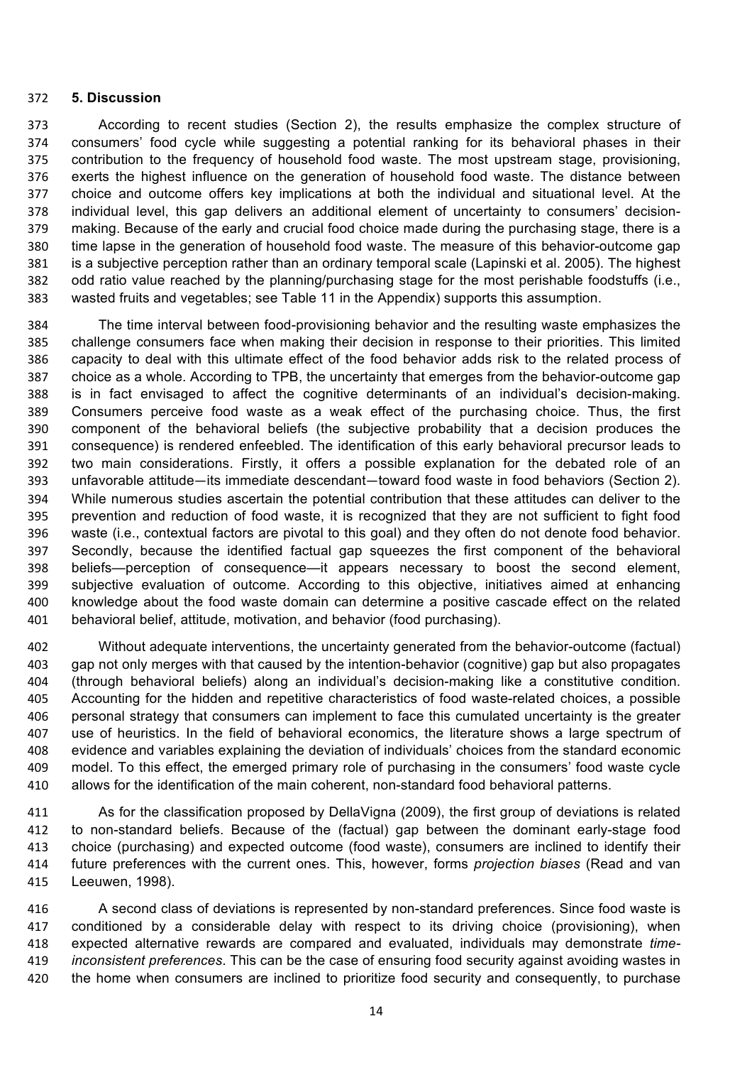## 5. Discussion

According to recent studies (Section 2), the results emphasize the complex structure of consumers' food cycle while suggesting a potential ranking for its behavioral phases in their contribution to the frequency of household food waste. The most upstream stage, provisioning, exerts the highest influence on the generation of household food waste. The distance between choice and outcome offers key implications at both the individual and situational level. At the individual level, this gap delivers an additional element of uncertainty to consumers' decision-making. Because of the early and crucial food choice made during the purchasing stage, there is a time lapse in the generation of household food waste. The measure of this behavior-outcome gap is a subjective perception rather than an ordinary temporal scale (Lapinski et al. 2005). The highest odd ratio value reached by the planning/purchasing stage for the most perishable foodstuffs (i.e., wasted fruits and vegetables; see Table 11 in the Appendix) supports this assumption.

The time interval between food-provisioning behavior and the resulting waste emphasizes the challenge consumers face when making their decision in response to their priorities. This limited capacity to deal with this ultimate effect of the food behavior adds risk to the related process of choice as a whole. According to TPB, the uncertainty that emerges from the behavior-outcome gap is in fact envisaged to affect the cognitive determinants of an individual's decision-making. Consumers perceive food waste as a weak effect of the purchasing choice. Thus, the first component of the behavioral beliefs (the subjective probability that a decision produces the consequence) is rendered enfeebled. The identification of this early behavioral precursor leads to two main considerations. Firstly, it offers a possible explanation for the debated role of an unfavorable attitude—its immediate descendant—toward food waste in food behaviors (Section 2). While numerous studies ascertain the potential contribution that these attitudes can deliver to the prevention and reduction of food waste, it is recognized that they are not sufficient to fight food waste (i.e., contextual factors are pivotal to this goal) and they often do not denote food behavior. Secondly, because the identified factual gap squeezes the first component of the behavioral beliefs—perception of consequence—it appears necessary to boost the second element, subjective evaluation of outcome. According to this objective, initiatives aimed at enhancing knowledge about the food waste domain can determine a positive cascade effect on the related behavioral belief, attitude, motivation, and behavior (food purchasing).

Without adequate interventions, the uncertainty generated from the behavior-outcome (factual) gap not only merges with that caused by the intention-behavior (cognitive) gap but also propagates (through behavioral beliefs) along an individual's decision-making like a constitutive condition. Accounting for the hidden and repetitive characteristics of food waste-related choices, a possible personal strategy that consumers can implement to face this cumulated uncertainty is the greater use of heuristics. In the field of behavioral economics, the literature shows a large spectrum of evidence and variables explaining the deviation of individuals' choices from the standard economic model. To this effect, the emerged primary role of purchasing in the consumers' food waste cycle allows for the identification of the main coherent, non-standard food behavioral patterns.

As for the classification proposed by DellaVigna (2009), the first group of deviations is related to non-standard beliefs. Because of the (factual) gap between the dominant early-stage food choice (purchasing) and expected outcome (food waste), consumers are inclined to identify their future preferences with the current ones. This, however, forms *projection biases* (Read and van Leeuwen, 1998).

A second class of deviations is represented by non-standard preferences. Since food waste is conditioned by a considerable delay with respect to its driving choice (provisioning), when expected alternative rewards are compared and evaluated, individuals may demonstrate *time-inconsistent preferences*. This can be the case of ensuring food security against avoiding wastes in the home when consumers are inclined to prioritize food security and consequently, to purchase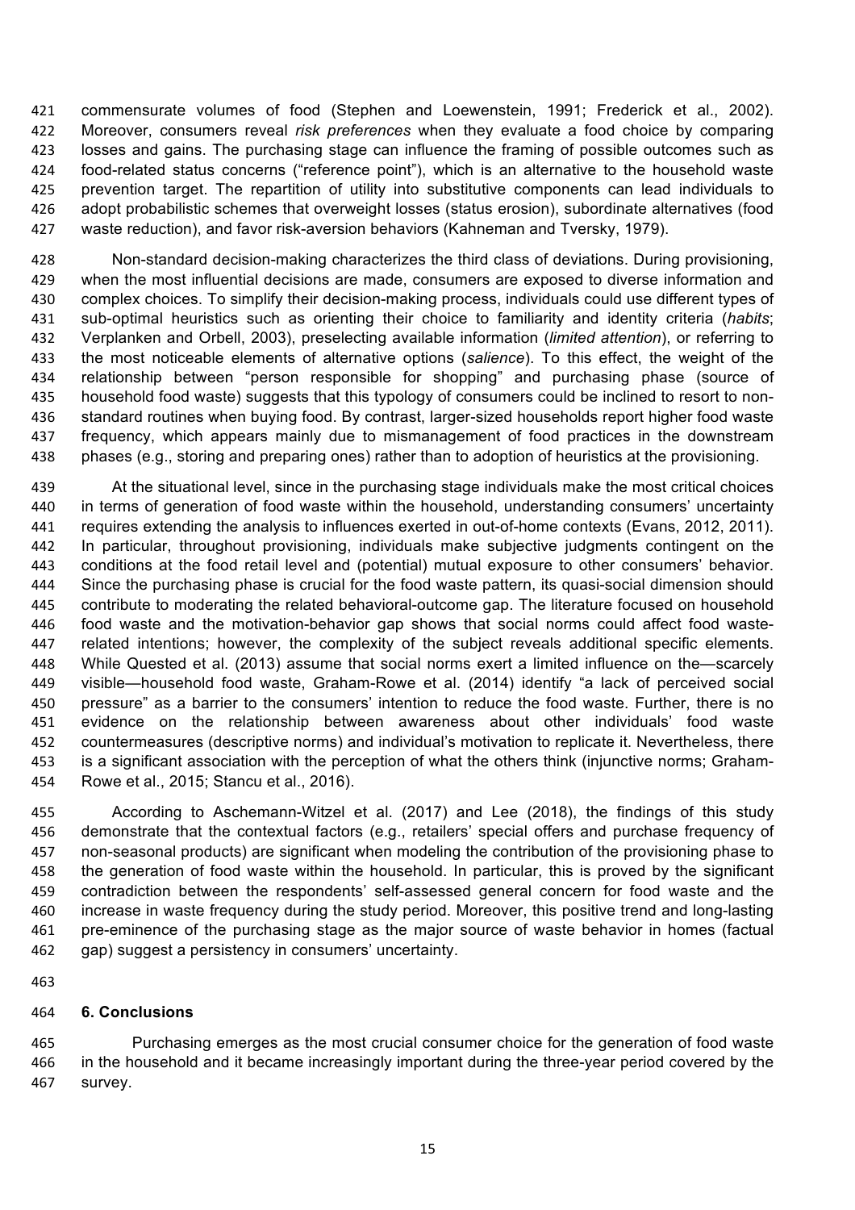commensurate volumes of food (Stephen and Loewenstein, 1991; Frederick et al., 2002). Moreover, consumers reveal *risk preferences* when they evaluate a food choice by comparing losses and gains. The purchasing stage can influence the framing of possible outcomes such as food-related status concerns ("reference point"), which is an alternative to the household waste prevention target. The repartition of utility into substitutive components can lead individuals to adopt probabilistic schemes that overweight losses (status erosion), subordinate alternatives (food waste reduction), and favor risk-aversion behaviors (Kahneman and Tversky, 1979).

Non-standard decision-making characterizes the third class of deviations. During provisioning, when the most influential decisions are made, consumers are exposed to diverse information and complex choices. To simplify their decision-making process, individuals could use different types of sub-optimal heuristics such as orienting their choice to familiarity and identity criteria (*habits*; Verplanken and Orbell, 2003), preselecting available information (*limited attention*), or referring to the most noticeable elements of alternative options (*salience*). To this effect, the weight of the relationship between "person responsible for shopping" and purchasing phase (source of household food waste) suggests that this typology of consumers could be inclined to resort to non-standard routines when buying food. By contrast, larger-sized households report higher food waste frequency, which appears mainly due to mismanagement of food practices in the downstream phases (e.g., storing and preparing ones) rather than to adoption of heuristics at the provisioning.

At the situational level, since in the purchasing stage individuals make the most critical choices in terms of generation of food waste within the household, understanding consumers' uncertainty requires extending the analysis to influences exerted in out-of-home contexts (Evans, 2012, 2011). In particular, throughout provisioning, individuals make subjective judgments contingent on the conditions at the food retail level and (potential) mutual exposure to other consumers' behavior. Since the purchasing phase is crucial for the food waste pattern, its quasi-social dimension should contribute to moderating the related behavioral-outcome gap. The literature focused on household food waste and the motivation-behavior gap shows that social norms could affect food waste-related intentions; however, the complexity of the subject reveals additional specific elements. While Quested et al. (2013) assume that social norms exert a limited influence on the—scarcely visible—household food waste, Graham-Rowe et al. (2014) identify "a lack of perceived social pressure" as a barrier to the consumers' intention to reduce the food waste. Further, there is no evidence on the relationship between awareness about other individuals' food waste countermeasures (descriptive norms) and individual's motivation to replicate it. Nevertheless, there is a significant association with the perception of what the others think (injunctive norms; Graham-Rowe et al., 2015; Stancu et al., 2016).

According to Aschemann-Witzel et al. (2017) and Lee (2018), the findings of this study demonstrate that the contextual factors (e.g., retailers' special offers and purchase frequency of non-seasonal products) are significant when modeling the contribution of the provisioning phase to the generation of food waste within the household. In particular, this is proved by the significant contradiction between the respondents' self-assessed general concern for food waste and the increase in waste frequency during the study period. Moreover, this positive trend and long-lasting pre-eminence of the purchasing stage as the major source of waste behavior in homes (factual gap) suggest a persistency in consumers' uncertainty.

## 6. Conclusions

Purchasing emerges as the most crucial consumer choice for the generation of food waste in the household and it became increasingly important during the three-year period covered by the survey.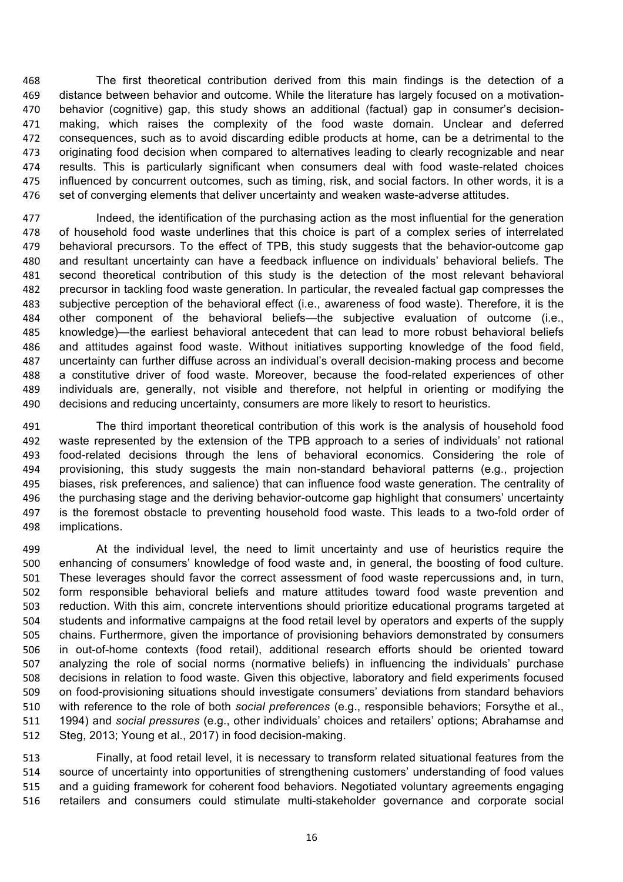The first theoretical contribution derived from this main findings is the detection of a distance between behavior and outcome. While the literature has largely focused on a motivation-behavior (cognitive) gap, this study shows an additional (factual) gap in consumer's decision-making, which raises the complexity of the food waste domain. Unclear and deferred consequences, such as to avoid discarding edible products at home, can be a detrimental to the originating food decision when compared to alternatives leading to clearly recognizable and near results. This is particularly significant when consumers deal with food waste-related choices influenced by concurrent outcomes, such as timing, risk, and social factors. In other words, it is a set of converging elements that deliver uncertainty and weaken waste-adverse attitudes.

Indeed, the identification of the purchasing action as the most influential for the generation of household food waste underlines that this choice is part of a complex series of interrelated behavioral precursors. To the effect of TPB, this study suggests that the behavior-outcome gap and resultant uncertainty can have a feedback influence on individuals' behavioral beliefs. The second theoretical contribution of this study is the detection of the most relevant behavioral precursor in tackling food waste generation. In particular, the revealed factual gap compresses the subjective perception of the behavioral effect (i.e., awareness of food waste). Therefore, it is the other component of the behavioral beliefs—the subjective evaluation of outcome (i.e., knowledge)—the earliest behavioral antecedent that can lead to more robust behavioral beliefs and attitudes against food waste. Without initiatives supporting knowledge of the food field, uncertainty can further diffuse across an individual's overall decision-making process and become a constitutive driver of food waste. Moreover, because the food-related experiences of other individuals are, generally, not visible and therefore, not helpful in orienting or modifying the decisions and reducing uncertainty, consumers are more likely to resort to heuristics.

The third important theoretical contribution of this work is the analysis of household food waste represented by the extension of the TPB approach to a series of individuals' not rational food-related decisions through the lens of behavioral economics. Considering the role of provisioning, this study suggests the main non-standard behavioral patterns (e.g., projection biases, risk preferences, and salience) that can influence food waste generation. The centrality of the purchasing stage and the deriving behavior-outcome gap highlight that consumers' uncertainty is the foremost obstacle to preventing household food waste. This leads to a two-fold order of implications.

At the individual level, the need to limit uncertainty and use of heuristics require the enhancing of consumers' knowledge of food waste and, in general, the boosting of food culture. These leverages should favor the correct assessment of food waste repercussions and, in turn, form responsible behavioral beliefs and mature attitudes toward food waste prevention and reduction. With this aim, concrete interventions should prioritize educational programs targeted at students and informative campaigns at the food retail level by operators and experts of the supply chains. Furthermore, given the importance of provisioning behaviors demonstrated by consumers in out-of-home contexts (food retail), additional research efforts should be oriented toward analyzing the role of social norms (normative beliefs) in influencing the individuals' purchase decisions in relation to food waste. Given this objective, laboratory and field experiments focused on food-provisioning situations should investigate consumers' deviations from standard behaviors with reference to the role of both *social preferences* (e.g., responsible behaviors; Forsythe et al., 1994) and *social pressures* (e.g., other individuals' choices and retailers' options; Abrahamse and Steg, 2013; Young et al., 2017) in food decision-making.

Finally, at food retail level, it is necessary to transform related situational features from the source of uncertainty into opportunities of strengthening customers' understanding of food values and a guiding framework for coherent food behaviors. Negotiated voluntary agreements engaging retailers and consumers could stimulate multi-stakeholder governance and corporate social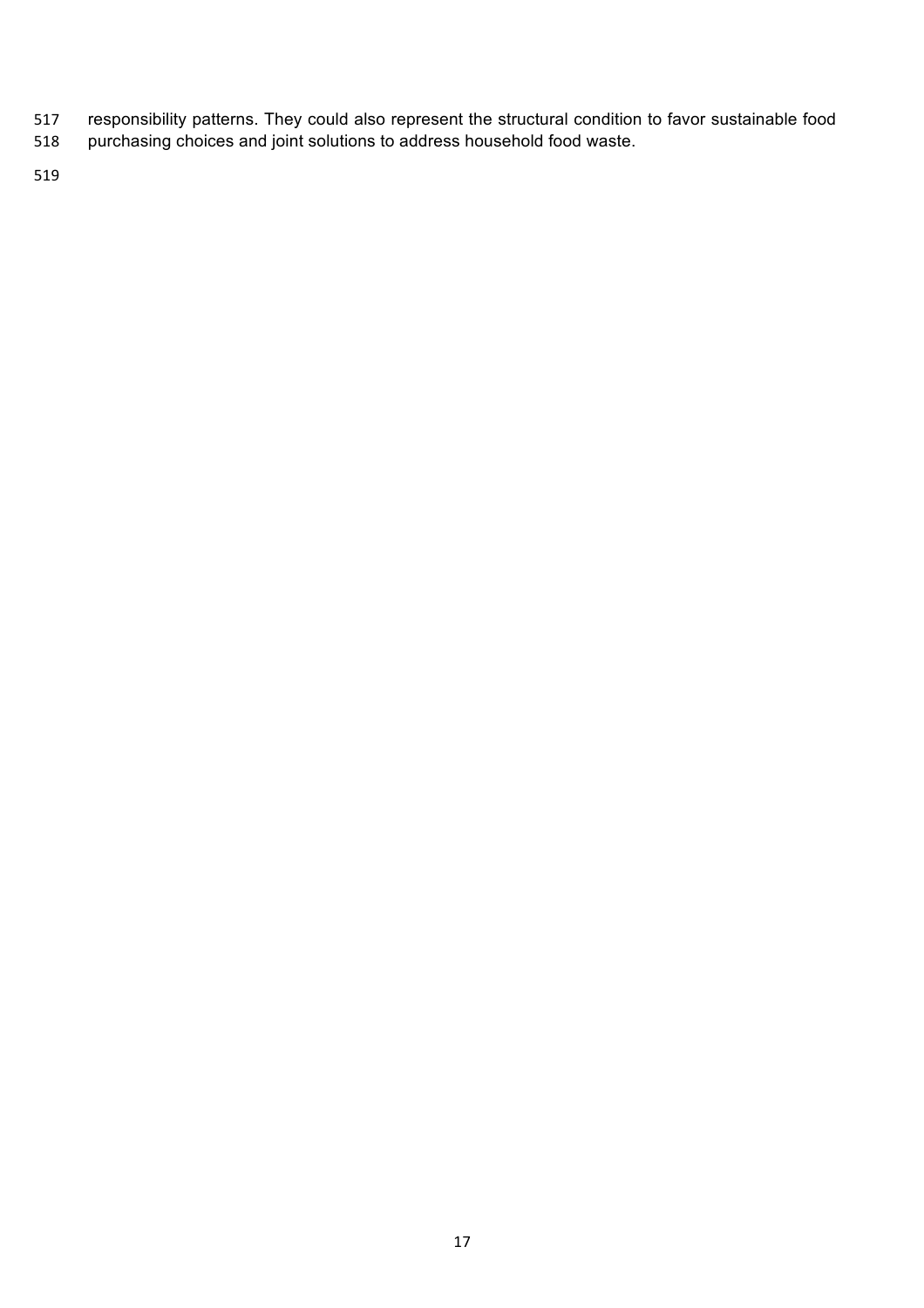responsibility patterns. They could also represent the structural condition to favor sustainable food purchasing choices and joint solutions to address household food waste.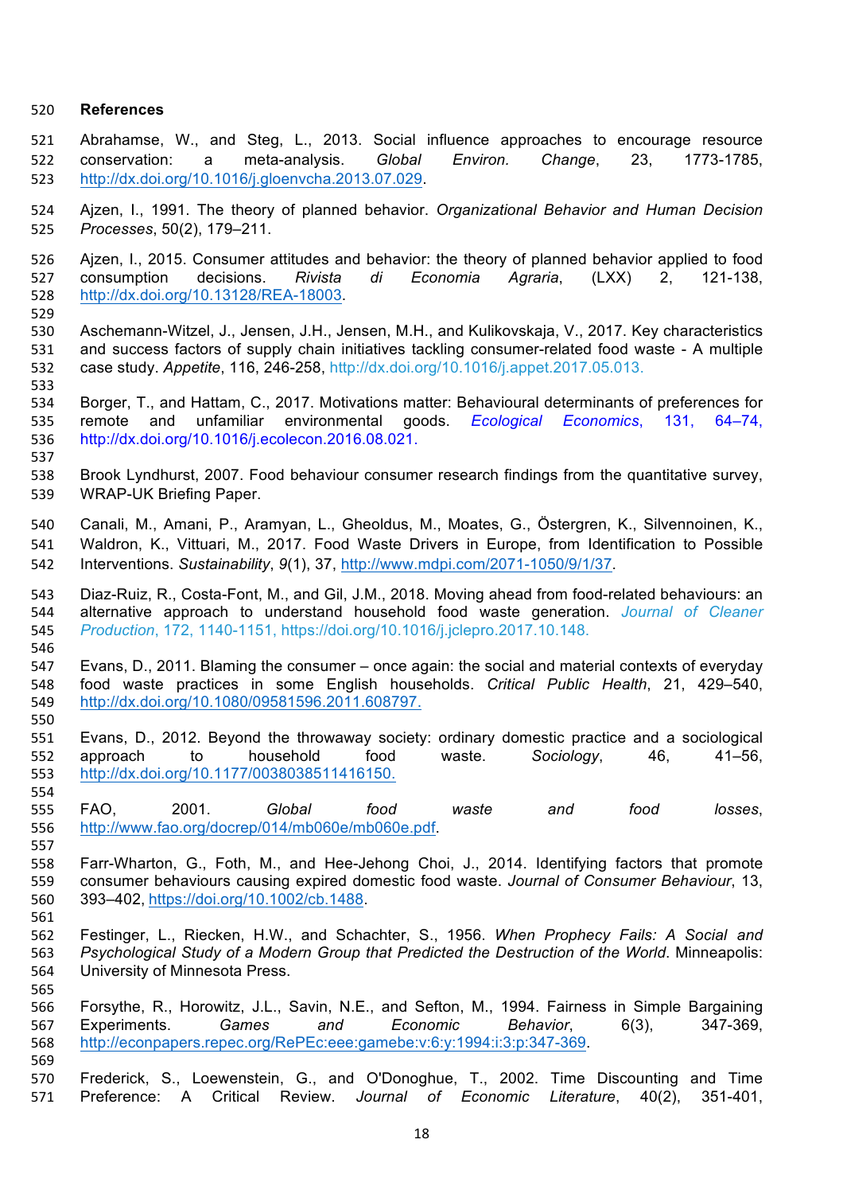## References

Abrahamse, W., and Steg, L., 2013. Social influence approaches to encourage resource conservation: a meta-analysis. *Global Environ. Change*, 23, 1773-1785, http://dx.doi.org/10.1016/j.gloenvcha.2013.07.029.

Ajzen, I., 1991. The theory of planned behavior. *Organizational Behavior and Human Decision Processes*, 50(2), 179–211.

Ajzen, I., 2015. Consumer attitudes and behavior: the theory of planned behavior applied to food consumption decisions. *Rivista di Economia Agraria*, (LXX) 2, 121-138, http://dx.doi.org/10.13128/REA-18003.

Aschemann-Witzel, J., Jensen, J.H., Jensen, M.H., and Kulikovskaja, V., 2017. Key characteristics and success factors of supply chain initiatives tackling consumer-related food waste - A multiple case study. *Appetite*, 116, 246-258, http://dx.doi.org/10.1016/j.appet.2017.05.013.

Borger, T., and Hattam, C., 2017. Motivations matter: Behavioural determinants of preferences for remote and unfamiliar environmental goods. *Ecological Economics*, 131, 64–74, http://dx.doi.org/10.1016/j.ecolecon.2016.08.021.

Brook Lyndhurst, 2007. Food behaviour consumer research findings from the quantitative survey, WRAP-UK Briefing Paper.

Canali, M., Amani, P., Aramyan, L., Gheoldus, M., Moates, G., Östergren, K., Silvennoinen, K., Waldron, K., Vittuari, M., 2017. Food Waste Drivers in Europe, from Identification to Possible Interventions. *Sustainability*, *9*(1), 37, http://www.mdpi.com/2071-1050/9/1/37.

Diaz-Ruiz, R., Costa-Font, M., and Gil, J.M., 2018. Moving ahead from food-related behaviours: an alternative approach to understand household food waste generation. *Journal of Cleaner Production*, 172, 1140-1151, https://doi.org/10.1016/j.jclepro.2017.10.148.

Evans, D., 2011. Blaming the consumer – once again: the social and material contexts of everyday food waste practices in some English households. *Critical Public Health*, 21, 429–540, http://dx.doi.org/10.1080/09581596.2011.608797.

Evans, D., 2012. Beyond the throwaway society: ordinary domestic practice and a sociological approach to household food waste. *Sociology*, 46, 41–56, http://dx.doi.org/10.1177/0038038511416150.

FAO, 2001. *Global food waste and food losses*, http://www.fao.org/docrep/014/mb060e/mb060e.pdf.

Farr-Wharton, G., Foth, M., and Hee-Jehong Choi, J., 2014. Identifying factors that promote consumer behaviours causing expired domestic food waste. *Journal of Consumer Behaviour*, 13, 393–402, https://doi.org/10.1002/cb.1488.

Festinger, L., Riecken, H.W., and Schachter, S., 1956. *When Prophecy Fails: A Social and Psychological Study of a Modern Group that Predicted the Destruction of the World*. Minneapolis: University of Minnesota Press.

Forsythe, R., Horowitz, J.L., Savin, N.E., and Sefton, M., 1994. Fairness in Simple Bargaining Experiments. *Games and Economic Behavior*, 6(3), 347-369, http://econpapers.repec.org/RePEc:eee:gamebe:v:6:y:1994:i:3:p:347-369.

Frederick, S., Loewenstein, G., and O'Donoghue, T., 2002. Time Discounting and Time Preference: A Critical Review. *Journal of Economic Literature*, 40(2), 351-401,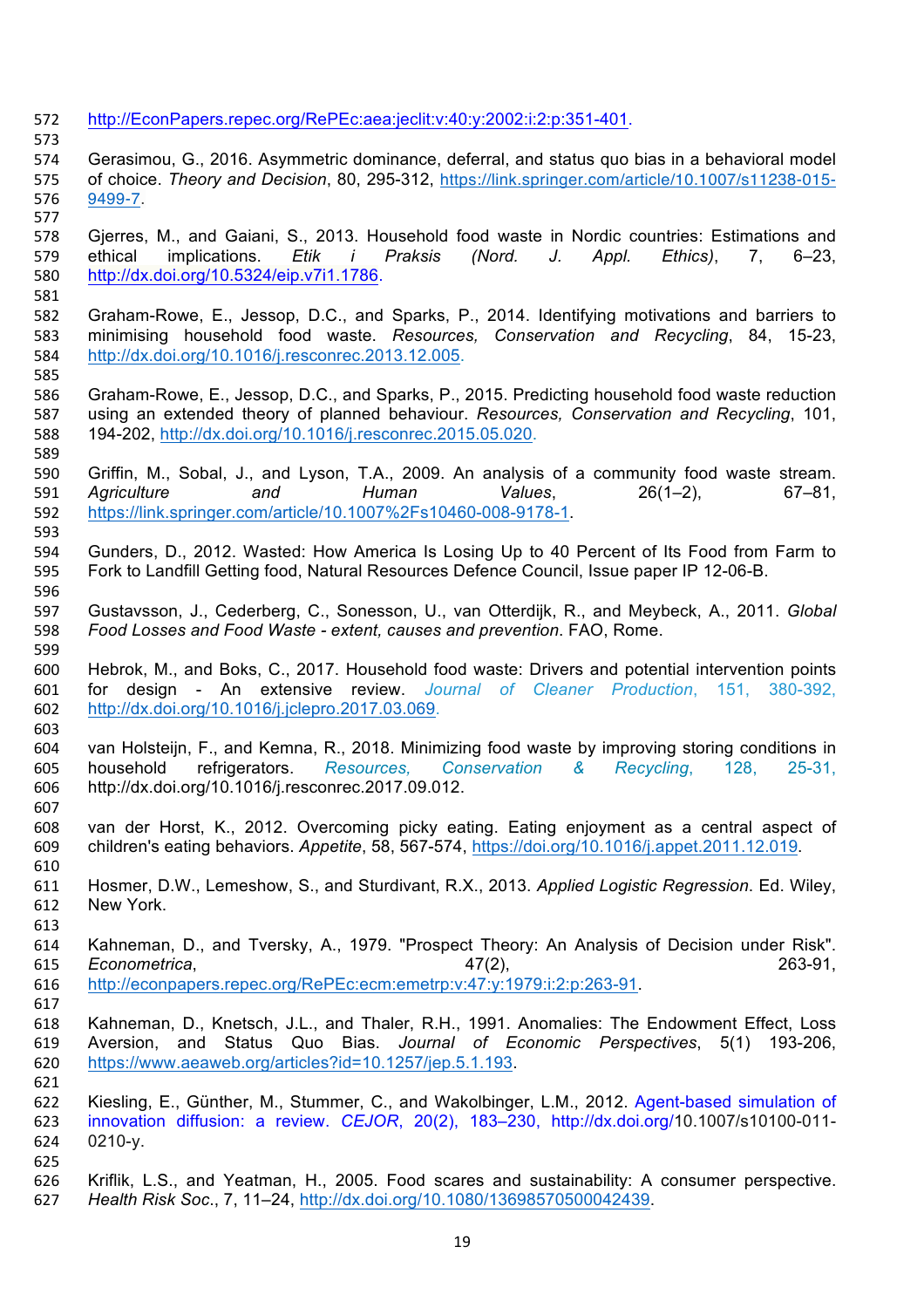http://EconPapers.repec.org/RePEc:aea:jeclit:v:40:y:2002:i:2:p:351-401.

Gerasimou, G., 2016. Asymmetric dominance, deferral, and status quo bias in a behavioral model of choice. *Theory and Decision*, 80, 295-312, https://link.springer.com/article/10.1007/s11238-015-9499-7.

Gjerres, M., and Gaiani, S., 2013. Household food waste in Nordic countries: Estimations and ethical implications. *Etik i Praksis (Nord. J. Appl. Ethics)*, 7, 6–23, http://dx.doi.org/10.5324/eip.v7i1.1786.

Graham-Rowe, E., Jessop, D.C., and Sparks, P., 2014. Identifying motivations and barriers to minimising household food waste. *Resources, Conservation and Recycling*, 84, 15-23, http://dx.doi.org/10.1016/j.resconrec.2013.12.005.

Graham-Rowe, E., Jessop, D.C., and Sparks, P., 2015. Predicting household food waste reduction using an extended theory of planned behaviour. *Resources, Conservation and Recycling*, 101, 194-202, http://dx.doi.org/10.1016/j.resconrec.2015.05.020.

Griffin, M., Sobal, J., and Lyson, T.A., 2009. An analysis of a community food waste stream. *Agriculture and Human Values*, 26(1–2), 67–81, https://link.springer.com/article/10.1007%2Fs10460-008-9178-1.

Gunders, D., 2012. Wasted: How America Is Losing Up to 40 Percent of Its Food from Farm to Fork to Landfill Getting food, Natural Resources Defence Council, Issue paper IP 12-06-B.

Gustavsson, J., Cederberg, C., Sonesson, U., van Otterdijk, R., and Meybeck, A., 2011. *Global Food Losses and Food Waste - extent, causes and prevention*. FAO, Rome.

Hebrok, M., and Boks, C., 2017. Household food waste: Drivers and potential intervention points for design - An extensive review. *Journal of Cleaner Production*, 151, 380-392, http://dx.doi.org/10.1016/j.jclepro.2017.03.069.

van Holsteijn, F., and Kemna, R., 2018. Minimizing food waste by improving storing conditions in household refrigerators. *Resources, Conservation & Recycling*, 128, 25-31, http://dx.doi.org/10.1016/j.resconrec.2017.09.012.

van der Horst, K., 2012. Overcoming picky eating. Eating enjoyment as a central aspect of children's eating behaviors. *Appetite*, 58, 567-574, https://doi.org/10.1016/j.appet.2011.12.019.

Hosmer, D.W., Lemeshow, S., and Sturdivant, R.X., 2013. *Applied Logistic Regression*. Ed. Wiley, New York.

Kahneman, D., and Tversky, A., 1979. "Prospect Theory: An Analysis of Decision under Risk". *Econometrica*, 47(2), 263-91, http://econpapers.repec.org/RePEc:ecm:emetrp:v:47:y:1979:i:2:p:263-91.

Kahneman, D., Knetsch, J.L., and Thaler, R.H., 1991. Anomalies: The Endowment Effect, Loss Aversion, and Status Quo Bias. *Journal of Economic Perspectives*, 5(1) 193-206, https://www.aeaweb.org/articles?id=10.1257/jep.5.1.193.

Kiesling, E., Günther, M., Stummer, C., and Wakolbinger, L.M., 2012. Agent-based simulation of innovation diffusion: a review. *CEJOR*, 20(2), 183–230, http://dx.doi.org/10.1007/s10100-011-0210-y.

Kriflik, L.S., and Yeatman, H., 2005. Food scares and sustainability: A consumer perspective. *Health Risk Soc.*, 7, 11–24, http://dx.doi.org/10.1080/13698570500042439.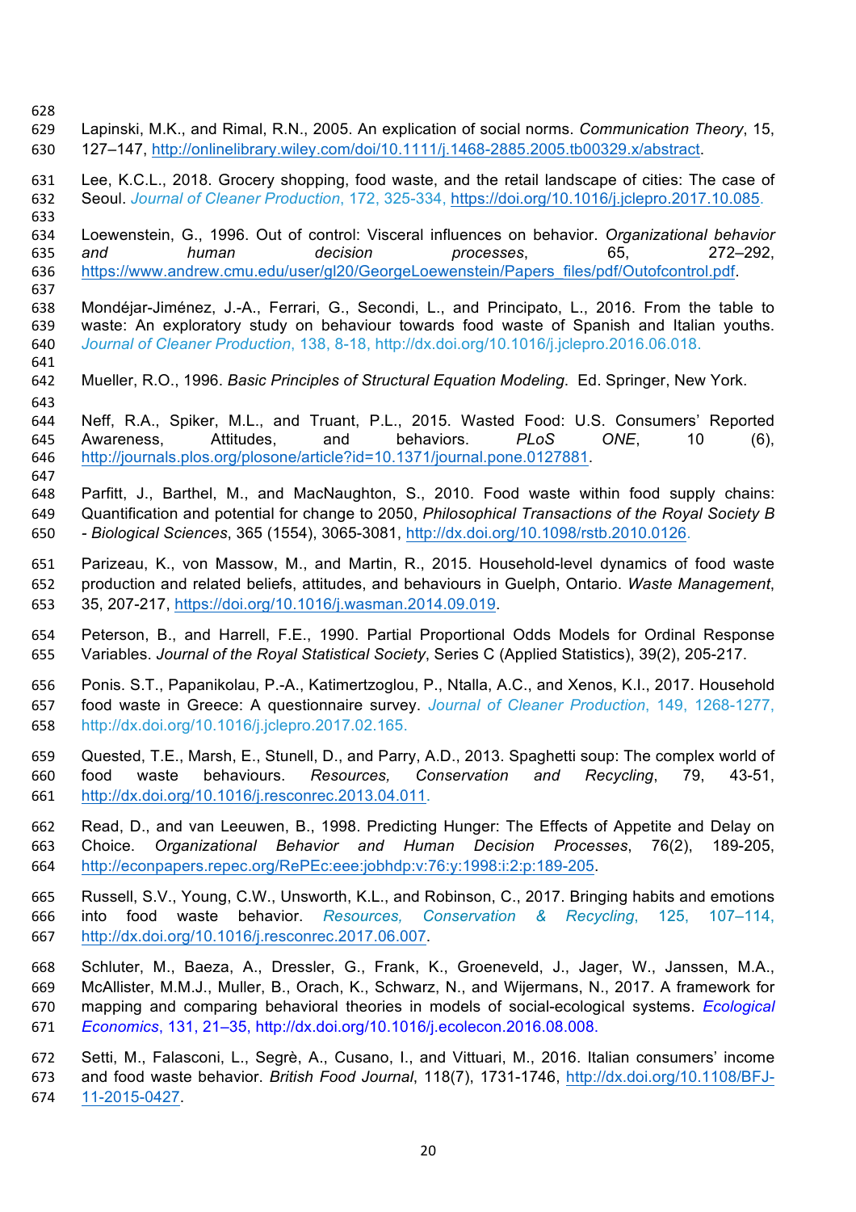Lapinski, M.K., and Rimal, R.N., 2005. An explication of social norms. *Communication Theory*, 15, 127–147, http://onlinelibrary.wiley.com/doi/10.1111/j.1468-2885.2005.tb00329.x/abstract.

Lee, K.C.L., 2018. Grocery shopping, food waste, and the retail landscape of cities: The case of Seoul. *Journal of Cleaner Production*, 172, 325-334, https://doi.org/10.1016/j.jclepro.2017.10.085.

Loewenstein, G., 1996. Out of control: Visceral influences on behavior. *Organizational behavior and human decision processes*, 65, 272–292, https://www.andrew.cmu.edu/user/gl20/GeorgeLoewenstein/Papers_files/pdf/Outofcontrol.pdf.

Mondéjar-Jiménez, J.-A., Ferrari, G., Secondi, L., and Principato, L., 2016. From the table to waste: An exploratory study on behaviour towards food waste of Spanish and Italian youths. *Journal of Cleaner Production*, 138, 8-18, http://dx.doi.org/10.1016/j.jclepro.2016.06.018.

Mueller, R.O., 1996. *Basic Principles of Structural Equation Modeling*. Ed. Springer, New York.

Neff, R.A., Spiker, M.L., and Truant, P.L., 2015. Wasted Food: U.S. Consumers' Reported Awareness, Attitudes, and behaviors. *PLoS ONE*, 10 (6), http://journals.plos.org/plosone/article?id=10.1371/journal.pone.0127881.

Parfitt, J., Barthel, M., and MacNaughton, S., 2010. Food waste within food supply chains: Quantification and potential for change to 2050, *Philosophical Transactions of the Royal Society B - Biological Sciences*, 365 (1554), 3065-3081, http://dx.doi.org/10.1098/rstb.2010.0126.

Parizeau, K., von Massow, M., and Martin, R., 2015. Household-level dynamics of food waste production and related beliefs, attitudes, and behaviours in Guelph, Ontario. *Waste Management*, 35, 207-217, https://doi.org/10.1016/j.wasman.2014.09.019.

Peterson, B., and Harrell, F.E., 1990. Partial Proportional Odds Models for Ordinal Response Variables. *Journal of the Royal Statistical Society*, Series C (Applied Statistics), 39(2), 205-217.

Ponis. S.T., Papanikolau, P.-A., Katimertzoglou, P., Ntalla, A.C., and Xenos, K.I., 2017. Household food waste in Greece: A questionnaire survey. *Journal of Cleaner Production*, 149, 1268-1277, http://dx.doi.org/10.1016/j.jclepro.2017.02.165.

Quested, T.E., Marsh, E., Stunell, D., and Parry, A.D., 2013. Spaghetti soup: The complex world of food waste behaviours. *Resources, Conservation and Recycling*, 79, 43-51, http://dx.doi.org/10.1016/j.resconrec.2013.04.011.

Read, D., and van Leeuwen, B., 1998. Predicting Hunger: The Effects of Appetite and Delay on Choice. *Organizational Behavior and Human Decision Processes*, 76(2), 189-205, http://econpapers.repec.org/RePEc:eee:jobhdp:v:76:y:1998:i:2:p:189-205.

Russell, S.V., Young, C.W., Unsworth, K.L., and Robinson, C., 2017. Bringing habits and emotions into food waste behavior. *Resources, Conservation & Recycling*, 125, 107–114, http://dx.doi.org/10.1016/j.resconrec.2017.06.007.

Schluter, M., Baeza, A., Dressler, G., Frank, K., Groeneveld, J., Jager, W., Janssen, M.A., McAllister, M.M.J., Muller, B., Orach, K., Schwarz, N., and Wijermans, N., 2017. A framework for mapping and comparing behavioral theories in models of social-ecological systems. *Ecological Economics*, 131, 21–35, http://dx.doi.org/10.1016/j.ecolecon.2016.08.008.

Setti, M., Falasconi, L., Segrè, A., Cusano, I., and Vittuari, M., 2016. Italian consumers' income and food waste behavior. *British Food Journal*, 118(7), 1731-1746, http://dx.doi.org/10.1108/BFJ-11-2015-0427.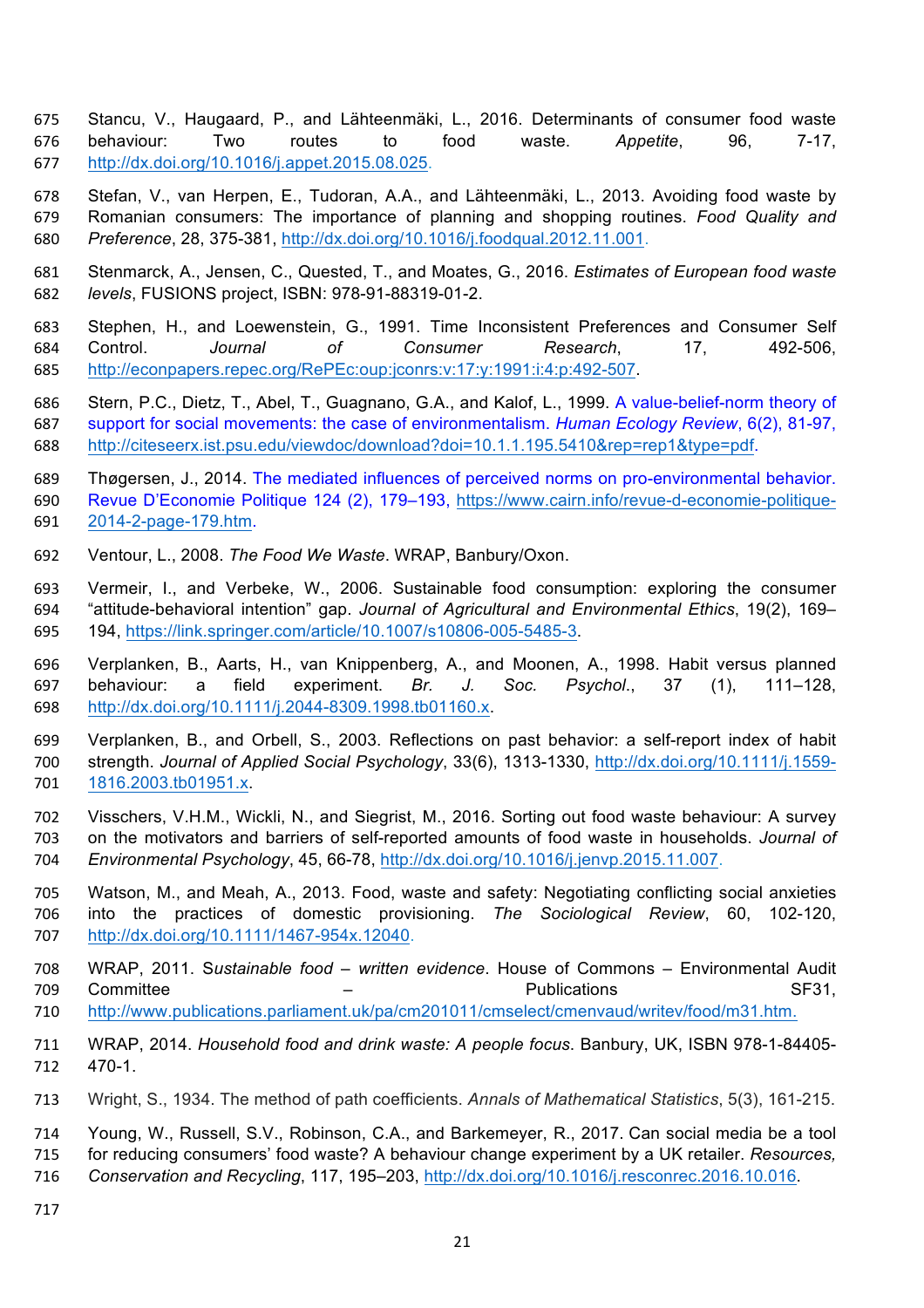Stancu, V., Haugaard, P., and Lähteenmäki, L., 2016. Determinants of consumer food waste behaviour: Two routes to food waste. *Appetite*, 96, 7-17, http://dx.doi.org/10.1016/j.appet.2015.08.025.

Stefan, V., van Herpen, E., Tudoran, A.A., and Lähteenmäki, L., 2013. Avoiding food waste by Romanian consumers: The importance of planning and shopping routines. *Food Quality and Preference*, 28, 375-381, http://dx.doi.org/10.1016/j.foodqual.2012.11.001.

Stenmarck, A., Jensen, C., Quested, T., and Moates, G., 2016. *Estimates of European food waste levels*, FUSIONS project, ISBN: 978-91-88319-01-2.

Stephen, H., and Loewenstein, G., 1991. Time Inconsistent Preferences and Consumer Self Control. *Journal of Consumer Research*, 17, 492-506, http://econpapers.repec.org/RePEc:oup:jconrs:v:17:y:1991:i:4:p:492-507.

Stern, P.C., Dietz, T., Abel, T., Guagnano, G.A., and Kalof, L., 1999. A value-belief-norm theory of support for social movements: the case of environmentalism. *Human Ecology Review*, 6(2), 81-97, http://citeseerx.ist.psu.edu/viewdoc/download?doi=10.1.1.195.5410&rep=rep1&type=pdf.

Thøgersen, J., 2014. The mediated influences of perceived norms on pro-environmental behavior. Revue D'Economie Politique 124 (2), 179–193, https://www.cairn.info/revue-d-economie-politique-2014-2-page-179.htm.

Ventour, L., 2008. *The Food We Waste*. WRAP, Banbury/Oxon.

Vermeir, I., and Verbeke, W., 2006. Sustainable food consumption: exploring the consumer "attitude-behavioral intention" gap. *Journal of Agricultural and Environmental Ethics*, 19(2), 169–194, https://link.springer.com/article/10.1007/s10806-005-5485-3.

Verplanken, B., Aarts, H., van Knippenberg, A., and Moonen, A., 1998. Habit versus planned behaviour: a field experiment. *Br. J. Soc. Psychol.*, 37 (1), 111–128, http://dx.doi.org/10.1111/j.2044-8309.1998.tb01160.x.

Verplanken, B., and Orbell, S., 2003. Reflections on past behavior: a self-report index of habit strength. *Journal of Applied Social Psychology*, 33(6), 1313-1330, http://dx.doi.org/10.1111/j.1559-1816.2003.tb01951.x.

Visschers, V.H.M., Wickli, N., and Siegrist, M., 2016. Sorting out food waste behaviour: A survey on the motivators and barriers of self-reported amounts of food waste in households. *Journal of Environmental Psychology*, 45, 66-78, http://dx.doi.org/10.1016/j.jenvp.2015.11.007.

Watson, M., and Meah, A., 2013. Food, waste and safety: Negotiating conflicting social anxieties into the practices of domestic provisioning. *The Sociological Review*, 60, 102-120, http://dx.doi.org/10.1111/1467-954x.12040.

WRAP, 2011. *Sustainable food – written evidence*. House of Commons – Environmental Audit Committee – Publications SF31, http://www.publications.parliament.uk/pa/cm201011/cmselect/cmenvaud/writev/food/m31.htm.

WRAP, 2014. *Household food and drink waste: A people focus*. Banbury, UK, ISBN 978-1-84405-470-1.

Wright, S., 1934. The method of path coefficients. *Annals of Mathematical Statistics*, 5(3), 161-215.

Young, W., Russell, S.V., Robinson, C.A., and Barkemeyer, R., 2017. Can social media be a tool for reducing consumers' food waste? A behaviour change experiment by a UK retailer. *Resources, Conservation and Recycling*, 117, 195–203, http://dx.doi.org/10.1016/j.resconrec.2016.10.016.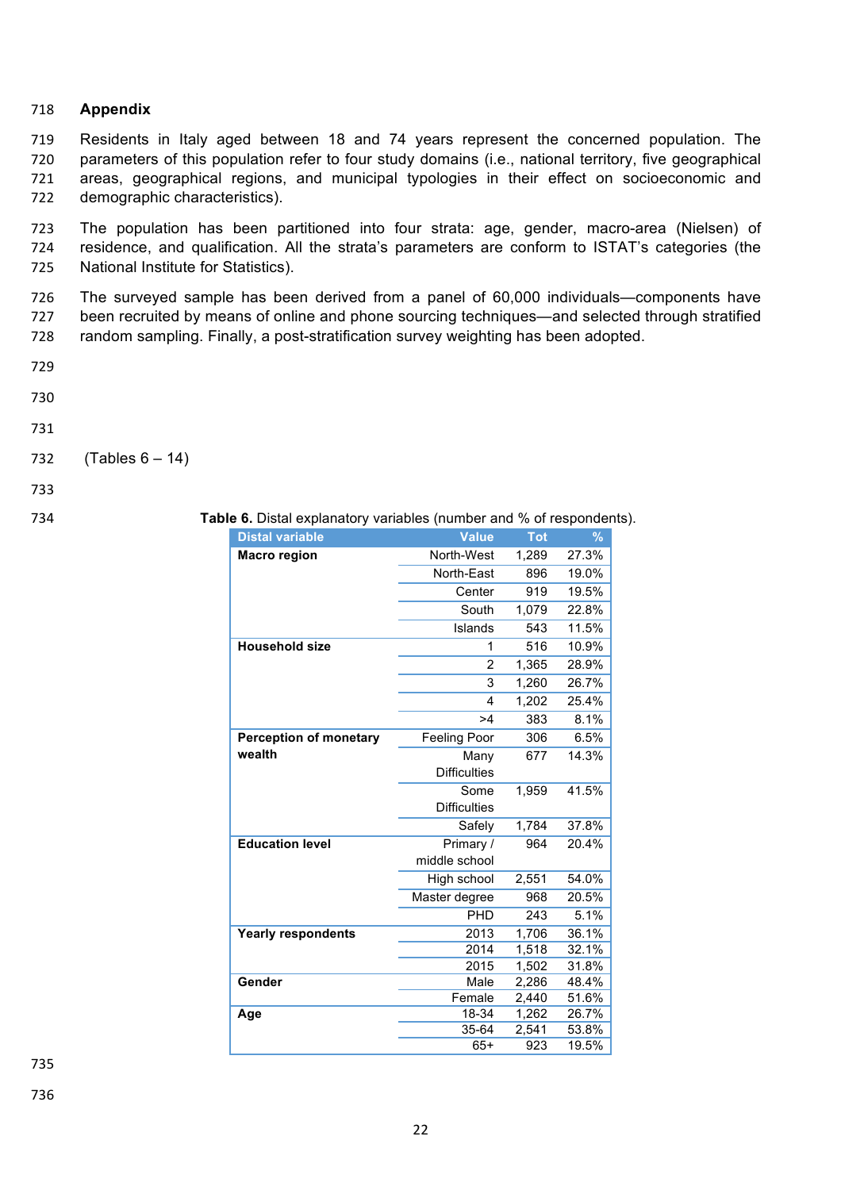## Appendix

Residents in Italy aged between 18 and 74 years represent the concerned population. The parameters of this population refer to four study domains (i.e., national territory, five geographical areas, geographical regions, and municipal typologies in their effect on socioeconomic and demographic characteristics).

The population has been partitioned into four strata: age, gender, macro-area (Nielsen) of residence, and qualification. All the strata's parameters are conform to ISTAT's categories (the National Institute for Statistics).

The surveyed sample has been derived from a panel of 60,000 individuals—components have been recruited by means of online and phone sourcing techniques—and selected through stratified random sampling. Finally, a post-stratification survey weighting has been adopted.

(Tables 6 – 14)

**Table 6.** Distal explanatory variables (number and % of respondents).

| Distal variable | Value | Tot | % |
|---|---|---|---|
| **Macro region** | North-West | 1,289 | 27.3% |
| | North-East | 896 | 19.0% |
| | Center | 919 | 19.5% |
| | South | 1,079 | 22.8% |
| | Islands | 543 | 11.5% |
| **Household size** | 1 | 516 | 10.9% |
| | 2 | 1,365 | 28.9% |
| | 3 | 1,260 | 26.7% |
| | 4 | 1,202 | 25.4% |
| | >4 | 383 | 8.1% |
| **Perception of monetary wealth** | Feeling Poor | 306 | 6.5% |
| | Many Difficulties | 677 | 14.3% |
| | Some Difficulties | 1,959 | 41.5% |
| | Safely | 1,784 | 37.8% |
| **Education level** | Primary / middle school | 964 | 20.4% |
| | High school | 2,551 | 54.0% |
| | Master degree | 968 | 20.5% |
| | PHD | 243 | 5.1% |
| **Yearly respondents** | 2013 | 1,706 | 36.1% |
| | 2014 | 1,518 | 32.1% |
| | 2015 | 1,502 | 31.8% |
| **Gender** | Male | 2,286 | 48.4% |
| | Female | 2,440 | 51.6% |
| **Age** | 18-34 | 1,262 | 26.7% |
| | 35-64 | 2,541 | 53.8% |
| | 65+ | 923 | 19.5% |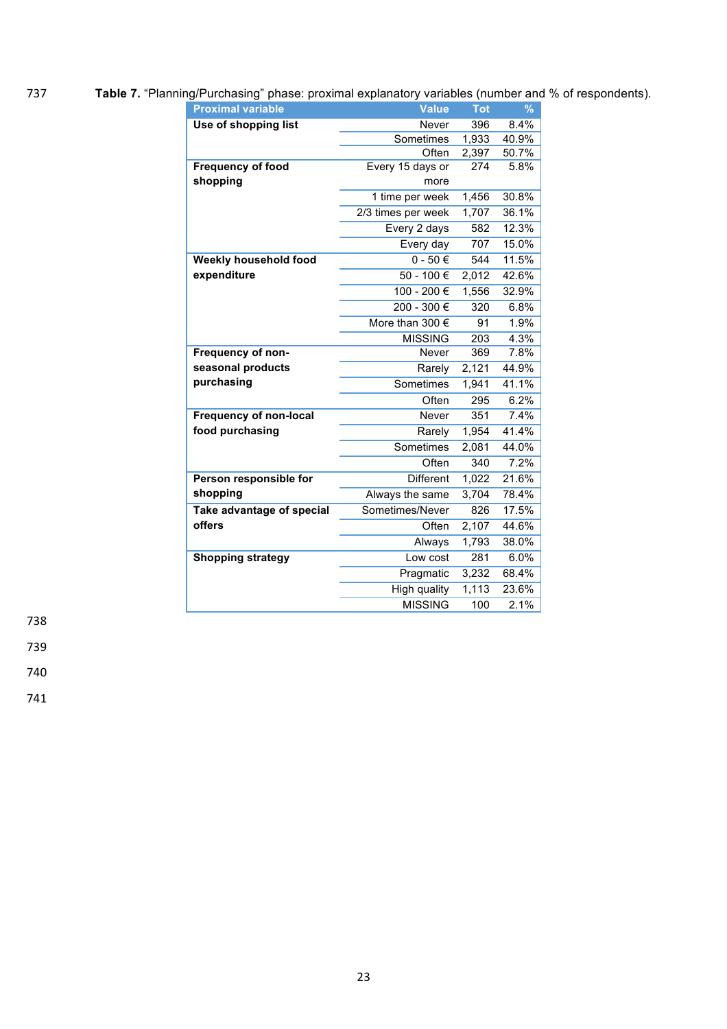**Table 7.** "Planning/Purchasing" phase: proximal explanatory variables (number and % of respondents).

| Proximal variable | Value | Tot | % |
|---|---|---|---|
| **Use of shopping list** | Never | 396 | 8.4% |
| | Sometimes | 1,933 | 40.9% |
| | Often | 2,397 | 50.7% |
| **Frequency of food shopping** | Every 15 days or more | 274 | 5.8% |
| | 1 time per week | 1,456 | 30.8% |
| | 2/3 times per week | 1,707 | 36.1% |
| | Every 2 days | 582 | 12.3% |
| | Every day | 707 | 15.0% |
| **Weekly household food expenditure** | 0 - 50 € | 544 | 11.5% |
| | 50 - 100 € | 2,012 | 42.6% |
| | 100 - 200 € | 1,556 | 32.9% |
| | 200 - 300 € | 320 | 6.8% |
| | More than 300 € | 91 | 1.9% |
| | MISSING | 203 | 4.3% |
| **Frequency of non-seasonal products purchasing** | Never | 369 | 7.8% |
| | Rarely | 2,121 | 44.9% |
| | Sometimes | 1,941 | 41.1% |
| | Often | 295 | 6.2% |
| **Frequency of non-local food purchasing** | Never | 351 | 7.4% |
| | Rarely | 1,954 | 41.4% |
| | Sometimes | 2,081 | 44.0% |
| | Often | 340 | 7.2% |
| **Person responsible for shopping** | Different | 1,022 | 21.6% |
| | Always the same | 3,704 | 78.4% |
| **Take advantage of special offers** | Sometimes/Never | 826 | 17.5% |
| | Often | 2,107 | 44.6% |
| | Always | 1,793 | 38.0% |
| **Shopping strategy** | Low cost | 281 | 6.0% |
| | Pragmatic | 3,232 | 68.4% |
| | High quality | 1,113 | 23.6% |
| | MISSING | 100 | 2.1% |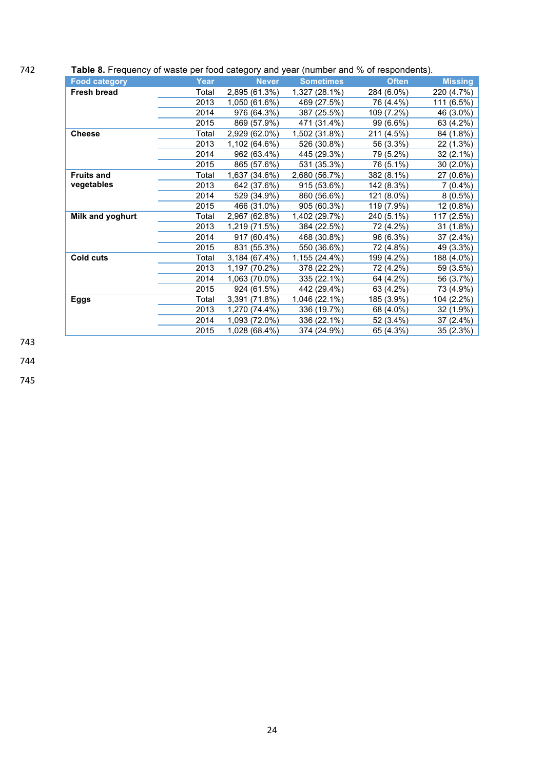**Table 8.** Frequency of waste per food category and year (number and % of respondents).

| Food category | Year | Never | Sometimes | Often | Missing |
|---|---|---|---|---|---|
| **Fresh bread** | Total | 2,895 (61.3%) | 1,327 (28.1%) | 284 (6.0%) | 220 (4.7%) |
| | 2013 | 1,050 (61.6%) | 469 (27.5%) | 76 (4.4%) | 111 (6.5%) |
| | 2014 | 976 (64.3%) | 387 (25.5%) | 109 (7.2%) | 46 (3.0%) |
| | 2015 | 869 (57.9%) | 471 (31.4%) | 99 (6.6%) | 63 (4.2%) |
| **Cheese** | Total | 2,929 (62.0%) | 1,502 (31.8%) | 211 (4.5%) | 84 (1.8%) |
| | 2013 | 1,102 (64.6%) | 526 (30.8%) | 56 (3.3%) | 22 (1.3%) |
| | 2014 | 962 (63.4%) | 445 (29.3%) | 79 (5.2%) | 32 (2.1%) |
| | 2015 | 865 (57.6%) | 531 (35.3%) | 76 (5.1%) | 30 (2.0%) |
| **Fruits and vegetables** | Total | 1,637 (34.6%) | 2,680 (56.7%) | 382 (8.1%) | 27 (0.6%) |
| | 2013 | 642 (37.6%) | 915 (53.6%) | 142 (8.3%) | 7 (0.4%) |
| | 2014 | 529 (34.9%) | 860 (56.6%) | 121 (8.0%) | 8 (0.5%) |
| | 2015 | 466 (31.0%) | 905 (60.3%) | 119 (7.9%) | 12 (0.8%) |
| **Milk and yoghurt** | Total | 2,967 (62.8%) | 1,402 (29.7%) | 240 (5.1%) | 117 (2.5%) |
| | 2013 | 1,219 (71.5%) | 384 (22.5%) | 72 (4.2%) | 31 (1.8%) |
| | 2014 | 917 (60.4%) | 468 (30.8%) | 96 (6.3%) | 37 (2.4%) |
| | 2015 | 831 (55.3%) | 550 (36.6%) | 72 (4.8%) | 49 (3.3%) |
| **Cold cuts** | Total | 3,184 (67.4%) | 1,155 (24.4%) | 199 (4.2%) | 188 (4.0%) |
| | 2013 | 1,197 (70.2%) | 378 (22.2%) | 72 (4.2%) | 59 (3.5%) |
| | 2014 | 1,063 (70.0%) | 335 (22.1%) | 64 (4.2%) | 56 (3.7%) |
| | 2015 | 924 (61.5%) | 442 (29.4%) | 63 (4.2%) | 73 (4.9%) |
| **Eggs** | Total | 3,391 (71.8%) | 1,046 (22.1%) | 185 (3.9%) | 104 (2.2%) |
| | 2013 | 1,270 (74.4%) | 336 (19.7%) | 68 (4.0%) | 32 (1.9%) |
| | 2014 | 1,093 (72.0%) | 336 (22.1%) | 52 (3.4%) | 37 (2.4%) |
| | 2015 | 1,028 (68.4%) | 374 (24.9%) | 65 (4.3%) | 35 (2.3%) |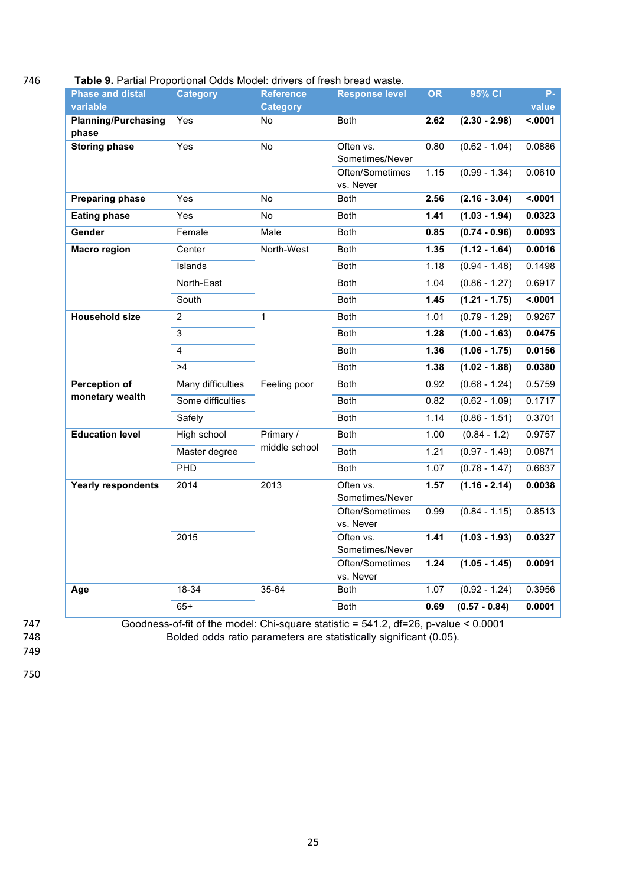**Table 9.** Partial Proportional Odds Model: drivers of fresh bread waste.

| Phase and distal variable | Category | Reference Category | Response level | OR | 95% CI | P-value |
|---|---|---|---|---|---|---|
| **Planning/Purchasing phase** | Yes | No | Both | **2.62** | **(2.30 - 2.98)** | **<.0001** |
| **Storing phase** | Yes | No | Often vs. Sometimes/Never | 0.80 | (0.62 - 1.04) | 0.0886 |
| | | | Often/Sometimes vs. Never | 1.15 | (0.99 - 1.34) | 0.0610 |
| **Preparing phase** | Yes | No | Both | **2.56** | **(2.16 - 3.04)** | **<.0001** |
| **Eating phase** | Yes | No | Both | **1.41** | **(1.03 - 1.94)** | **0.0323** |
| **Gender** | Female | Male | Both | **0.85** | **(0.74 - 0.96)** | **0.0093** |
| **Macro region** | Center | North-West | Both | **1.35** | **(1.12 - 1.64)** | **0.0016** |
| | Islands | | Both | 1.18 | (0.94 - 1.48) | 0.1498 |
| | North-East | | Both | 1.04 | (0.86 - 1.27) | 0.6917 |
| | South | | Both | **1.45** | **(1.21 - 1.75)** | **<.0001** |
| **Household size** | 2 | 1 | Both | 1.01 | (0.79 - 1.29) | 0.9267 |
| | 3 | | Both | **1.28** | **(1.00 - 1.63)** | **0.0475** |
| | 4 | | Both | **1.36** | **(1.06 - 1.75)** | **0.0156** |
| | >4 | | Both | **1.38** | **(1.02 - 1.88)** | **0.0380** |
| **Perception of monetary wealth** | Many difficulties | Feeling poor | Both | 0.92 | (0.68 - 1.24) | 0.5759 |
| | Some difficulties | | Both | 0.82 | (0.62 - 1.09) | 0.1717 |
| | Safely | | Both | 1.14 | (0.86 - 1.51) | 0.3701 |
| **Education level** | High school | Primary / middle school | Both | 1.00 | (0.84 - 1.2) | 0.9757 |
| | Master degree | | Both | 1.21 | (0.97 - 1.49) | 0.0871 |
| | PHD | | Both | 1.07 | (0.78 - 1.47) | 0.6637 |
| **Yearly respondents** | 2014 | 2013 | Often vs. Sometimes/Never | **1.57** | **(1.16 - 2.14)** | **0.0038** |
| | | | Often/Sometimes vs. Never | 0.99 | (0.84 - 1.15) | 0.8513 |
| | 2015 | | Often vs. Sometimes/Never | **1.41** | **(1.03 - 1.93)** | **0.0327** |
| | | | Often/Sometimes vs. Never | **1.24** | **(1.05 - 1.45)** | **0.0091** |
| **Age** | 18-34 | 35-64 | Both | 1.07 | (0.92 - 1.24) | 0.3956 |
| | 65+ | | Both | **0.69** | **(0.57 - 0.84)** | **0.0001** |

Goodness-of-fit of the model: Chi-square statistic = 541.2, df=26, p-value < 0.0001

Bolded odds ratio parameters are statistically significant (0.05).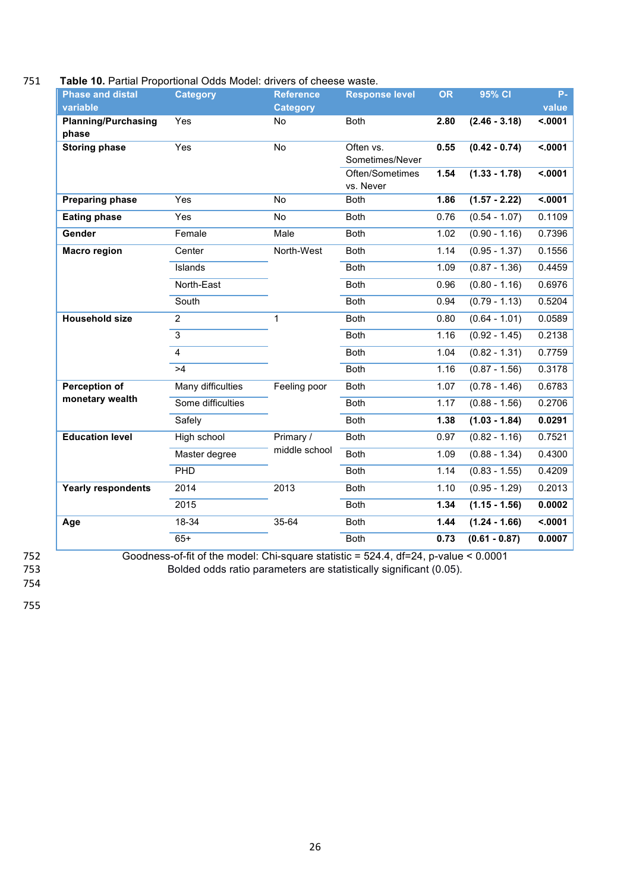**Table 10.** Partial Proportional Odds Model: drivers of cheese waste.

| Phase and distal variable | Category | Reference Category | Response level | OR | 95% CI | P-value |
|---|---|---|---|---|---|---|
| **Planning/Purchasing phase** | Yes | No | Both | **2.80** | **(2.46 - 3.18)** | **<.0001** |
| **Storing phase** | Yes | No | Often vs. Sometimes/Never | **0.55** | **(0.42 - 0.74)** | **<.0001** |
| | | | Often/Sometimes vs. Never | **1.54** | **(1.33 - 1.78)** | **<.0001** |
| **Preparing phase** | Yes | No | Both | **1.86** | **(1.57 - 2.22)** | **<.0001** |
| **Eating phase** | Yes | No | Both | 0.76 | (0.54 - 1.07) | 0.1109 |
| **Gender** | Female | Male | Both | 1.02 | (0.90 - 1.16) | 0.7396 |
| **Macro region** | Center | North-West | Both | 1.14 | (0.95 - 1.37) | 0.1556 |
| | Islands | | Both | 1.09 | (0.87 - 1.36) | 0.4459 |
| | North-East | | Both | 0.96 | (0.80 - 1.16) | 0.6976 |
| | South | | Both | 0.94 | (0.79 - 1.13) | 0.5204 |
| **Household size** | 2 | 1 | Both | 0.80 | (0.64 - 1.01) | 0.0589 |
| | 3 | | Both | 1.16 | (0.92 - 1.45) | 0.2138 |
| | 4 | | Both | 1.04 | (0.82 - 1.31) | 0.7759 |
| | >4 | | Both | 1.16 | (0.87 - 1.56) | 0.3178 |
| **Perception of monetary wealth** | Many difficulties | Feeling poor | Both | 1.07 | (0.78 - 1.46) | 0.6783 |
| | Some difficulties | | Both | 1.17 | (0.88 - 1.56) | 0.2706 |
| | Safely | | Both | **1.38** | **(1.03 - 1.84)** | **0.0291** |
| **Education level** | High school | Primary / middle school | Both | 0.97 | (0.82 - 1.16) | 0.7521 |
| | Master degree | | Both | 1.09 | (0.88 - 1.34) | 0.4300 |
| | PHD | | Both | 1.14 | (0.83 - 1.55) | 0.4209 |
| **Yearly respondents** | 2014 | 2013 | Both | 1.10 | (0.95 - 1.29) | 0.2013 |
| | 2015 | | Both | **1.34** | **(1.15 - 1.56)** | **0.0002** |
| **Age** | 18-34 | 35-64 | Both | **1.44** | **(1.24 - 1.66)** | **<.0001** |
| | 65+ | | Both | **0.73** | **(0.61 - 0.87)** | **0.0007** |

Goodness-of-fit of the model: Chi-square statistic = 524.4, df=24, p-value < 0.0001

Bolded odds ratio parameters are statistically significant (0.05).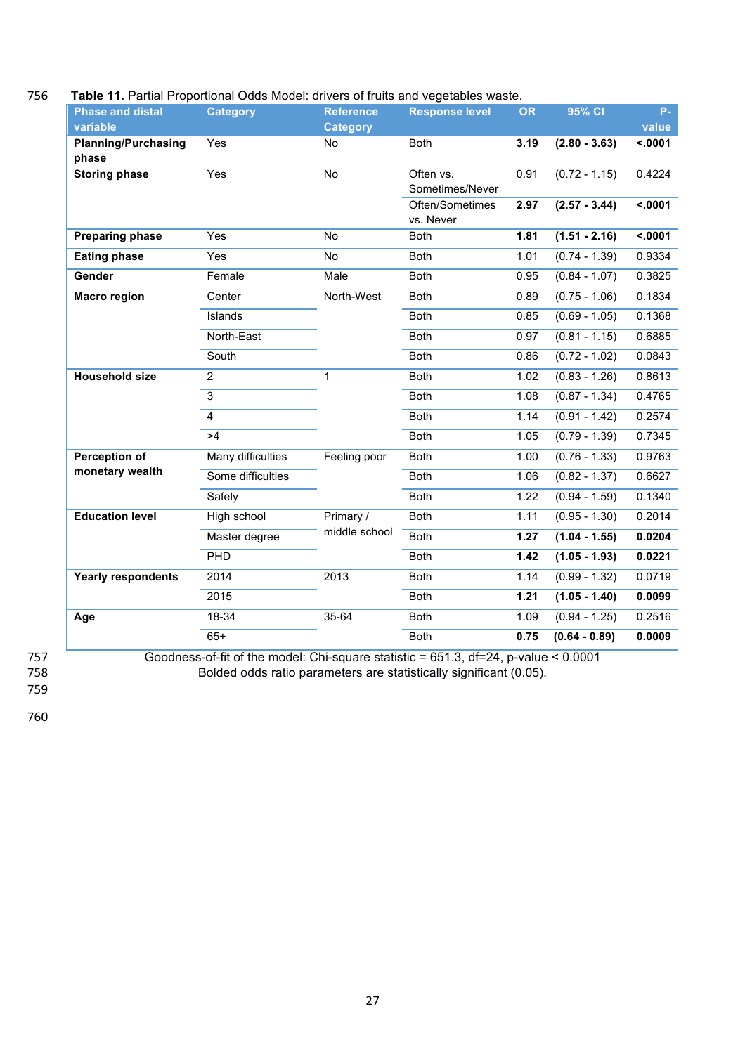**Table 11.** Partial Proportional Odds Model: drivers of fruits and vegetables waste.

| Phase and distal variable | Category | Reference Category | Response level | OR | 95% CI | P-value |
|---|---|---|---|---|---|---|
| **Planning/Purchasing phase** | Yes | No | Both | **3.19** | **(2.80 - 3.63)** | **<.0001** |
| **Storing phase** | Yes | No | Often vs. Sometimes/Never | 0.91 | (0.72 - 1.15) | 0.4224 |
| | | | Often/Sometimes vs. Never | **2.97** | **(2.57 - 3.44)** | **<.0001** |
| **Preparing phase** | Yes | No | Both | **1.81** | **(1.51 - 2.16)** | **<.0001** |
| **Eating phase** | Yes | No | Both | 1.01 | (0.74 - 1.39) | 0.9334 |
| **Gender** | Female | Male | Both | 0.95 | (0.84 - 1.07) | 0.3825 |
| **Macro region** | Center | North-West | Both | 0.89 | (0.75 - 1.06) | 0.1834 |
| | Islands | | Both | 0.85 | (0.69 - 1.05) | 0.1368 |
| | North-East | | Both | 0.97 | (0.81 - 1.15) | 0.6885 |
| | South | | Both | 0.86 | (0.72 - 1.02) | 0.0843 |
| **Household size** | 2 | 1 | Both | 1.02 | (0.83 - 1.26) | 0.8613 |
| | 3 | | Both | 1.08 | (0.87 - 1.34) | 0.4765 |
| | 4 | | Both | 1.14 | (0.91 - 1.42) | 0.2574 |
| | >4 | | Both | 1.05 | (0.79 - 1.39) | 0.7345 |
| **Perception of monetary wealth** | Many difficulties | Feeling poor | Both | 1.00 | (0.76 - 1.33) | 0.9763 |
| | Some difficulties | | Both | 1.06 | (0.82 - 1.37) | 0.6627 |
| | Safely | | Both | 1.22 | (0.94 - 1.59) | 0.1340 |
| **Education level** | High school | Primary / middle school | Both | 1.11 | (0.95 - 1.30) | 0.2014 |
| | Master degree | | Both | **1.27** | **(1.04 - 1.55)** | **0.0204** |
| | PHD | | Both | **1.42** | **(1.05 - 1.93)** | **0.0221** |
| **Yearly respondents** | 2014 | 2013 | Both | 1.14 | (0.99 - 1.32) | 0.0719 |
| | 2015 | | Both | **1.21** | **(1.05 - 1.40)** | **0.0099** |
| **Age** | 18-34 | 35-64 | Both | 1.09 | (0.94 - 1.25) | 0.2516 |
| | 65+ | | Both | **0.75** | **(0.64 - 0.89)** | **0.0009** |

Goodness-of-fit of the model: Chi-square statistic = 651.3, df=24, p-value < 0.0001

Bolded odds ratio parameters are statistically significant (0.05).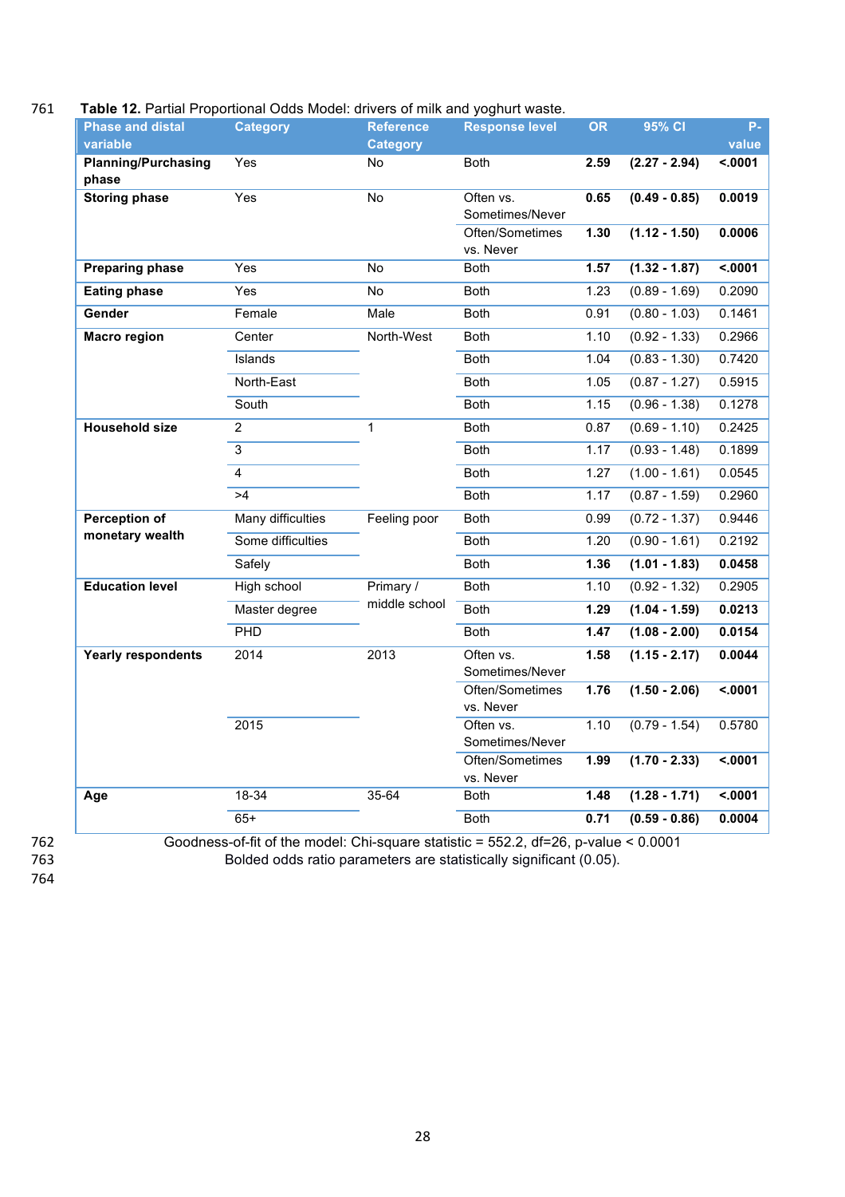**Table 12.** Partial Proportional Odds Model: drivers of milk and yoghurt waste.

| Phase and distal variable | Category | Reference Category | Response level | OR | 95% CI | P-value |
|---|---|---|---|---|---|---|
| **Planning/Purchasing phase** | Yes | No | Both | **2.59** | **(2.27 - 2.94)** | **<.0001** |
| **Storing phase** | Yes | No | Often vs. Sometimes/Never | **0.65** | **(0.49 - 0.85)** | **0.0019** |
| | | | Often/Sometimes vs. Never | **1.30** | **(1.12 - 1.50)** | **0.0006** |
| **Preparing phase** | Yes | No | Both | **1.57** | **(1.32 - 1.87)** | **<.0001** |
| **Eating phase** | Yes | No | Both | 1.23 | (0.89 - 1.69) | 0.2090 |
| **Gender** | Female | Male | Both | 0.91 | (0.80 - 1.03) | 0.1461 |
| **Macro region** | Center | North-West | Both | 1.10 | (0.92 - 1.33) | 0.2966 |
| | Islands | | Both | 1.04 | (0.83 - 1.30) | 0.7420 |
| | North-East | | Both | 1.05 | (0.87 - 1.27) | 0.5915 |
| | South | | Both | 1.15 | (0.96 - 1.38) | 0.1278 |
| **Household size** | 2 | 1 | Both | 0.87 | (0.69 - 1.10) | 0.2425 |
| | 3 | | Both | 1.17 | (0.93 - 1.48) | 0.1899 |
| | 4 | | Both | 1.27 | (1.00 - 1.61) | 0.0545 |
| | >4 | | Both | 1.17 | (0.87 - 1.59) | 0.2960 |
| **Perception of monetary wealth** | Many difficulties | Feeling poor | Both | 0.99 | (0.72 - 1.37) | 0.9446 |
| | Some difficulties | | Both | 1.20 | (0.90 - 1.61) | 0.2192 |
| | Safely | | Both | **1.36** | **(1.01 - 1.83)** | **0.0458** |
| **Education level** | High school | Primary / middle school | Both | 1.10 | (0.92 - 1.32) | 0.2905 |
| | Master degree | | Both | **1.29** | **(1.04 - 1.59)** | **0.0213** |
| | PHD | | Both | **1.47** | **(1.08 - 2.00)** | **0.0154** |
| **Yearly respondents** | 2014 | 2013 | Often vs. Sometimes/Never | **1.58** | **(1.15 - 2.17)** | **0.0044** |
| | | | Often/Sometimes vs. Never | **1.76** | **(1.50 - 2.06)** | **<.0001** |
| | 2015 | | Often vs. Sometimes/Never | 1.10 | (0.79 - 1.54) | 0.5780 |
| | | | Often/Sometimes vs. Never | **1.99** | **(1.70 - 2.33)** | **<.0001** |
| **Age** | 18-34 | 35-64 | Both | **1.48** | **(1.28 - 1.71)** | **<.0001** |
| | 65+ | | Both | **0.71** | **(0.59 - 0.86)** | **0.0004** |

Goodness-of-fit of the model: Chi-square statistic = 552.2, df=26, p-value < 0.0001

Bolded odds ratio parameters are statistically significant (0.05).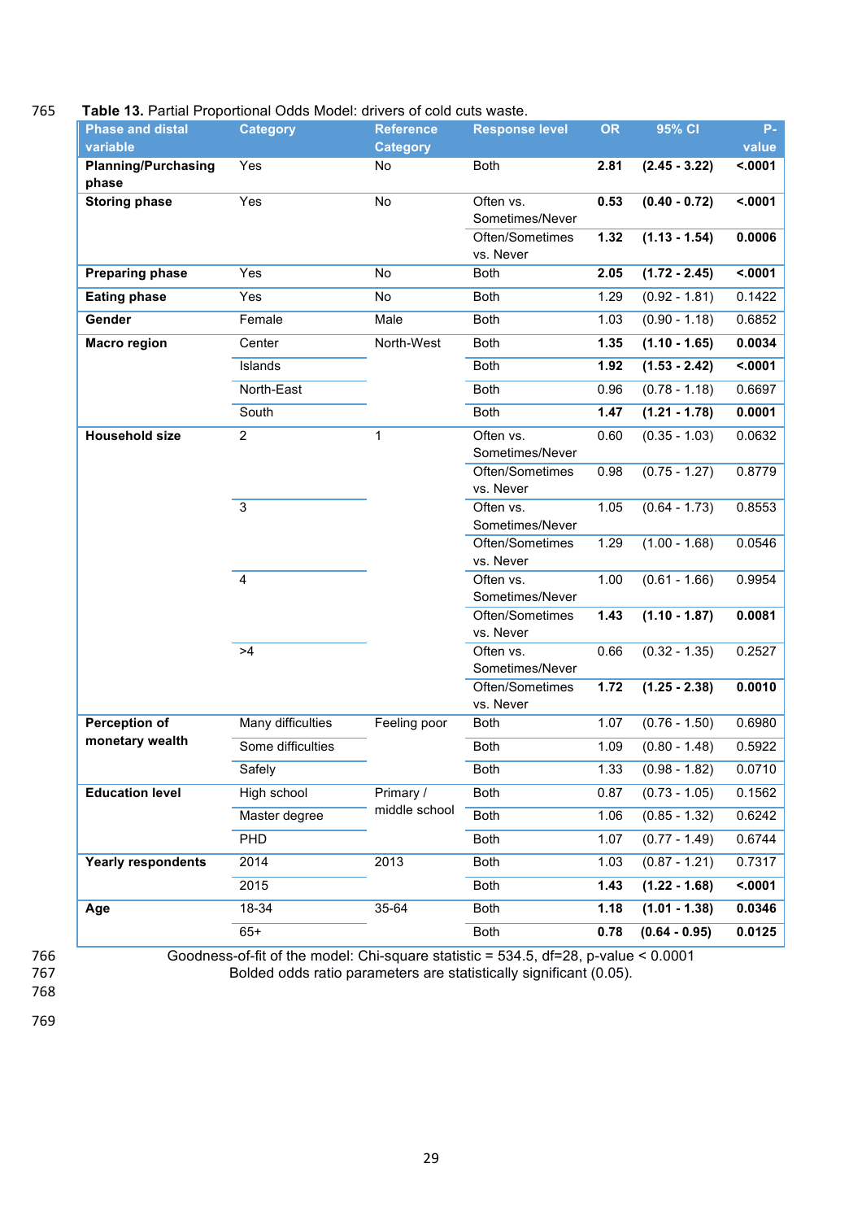**Table 13.** Partial Proportional Odds Model: drivers of cold cuts waste.

| Phase and distal variable | Category | Reference Category | Response level | OR | 95% CI | P-value |
|---|---|---|---|---|---|---|
| **Planning/Purchasing phase** | Yes | No | Both | **2.81** | **(2.45 - 3.22)** | **<.0001** |
| **Storing phase** | Yes | No | Often vs. Sometimes/Never | **0.53** | **(0.40 - 0.72)** | **<.0001** |
| | | | Often/Sometimes vs. Never | **1.32** | **(1.13 - 1.54)** | **0.0006** |
| **Preparing phase** | Yes | No | Both | **2.05** | **(1.72 - 2.45)** | **<.0001** |
| **Eating phase** | Yes | No | Both | 1.29 | (0.92 - 1.81) | 0.1422 |
| **Gender** | Female | Male | Both | 1.03 | (0.90 - 1.18) | 0.6852 |
| **Macro region** | Center | North-West | Both | **1.35** | **(1.10 - 1.65)** | **0.0034** |
| | Islands | | Both | **1.92** | **(1.53 - 2.42)** | **<.0001** |
| | North-East | | Both | 0.96 | (0.78 - 1.18) | 0.6697 |
| | South | | Both | **1.47** | **(1.21 - 1.78)** | **0.0001** |
| **Household size** | 2 | 1 | Often vs. Sometimes/Never | 0.60 | (0.35 - 1.03) | 0.0632 |
| | | | Often/Sometimes vs. Never | 0.98 | (0.75 - 1.27) | 0.8779 |
| | 3 | | Often vs. Sometimes/Never | 1.05 | (0.64 - 1.73) | 0.8553 |
| | | | Often/Sometimes vs. Never | 1.29 | (1.00 - 1.68) | 0.0546 |
| | 4 | | Often vs. Sometimes/Never | 1.00 | (0.61 - 1.66) | 0.9954 |
| | | | Often/Sometimes vs. Never | **1.43** | **(1.10 - 1.87)** | **0.0081** |
| | >4 | | Often vs. Sometimes/Never | 0.66 | (0.32 - 1.35) | 0.2527 |
| | | | Often/Sometimes vs. Never | **1.72** | **(1.25 - 2.38)** | **0.0010** |
| **Perception of monetary wealth** | Many difficulties | Feeling poor | Both | 1.07 | (0.76 - 1.50) | 0.6980 |
| | Some difficulties | | Both | 1.09 | (0.80 - 1.48) | 0.5922 |
| | Safely | | Both | 1.33 | (0.98 - 1.82) | 0.0710 |
| **Education level** | High school | Primary / middle school | Both | 0.87 | (0.73 - 1.05) | 0.1562 |
| | Master degree | | Both | 1.06 | (0.85 - 1.32) | 0.6242 |
| | PHD | | Both | 1.07 | (0.77 - 1.49) | 0.6744 |
| **Yearly respondents** | 2014 | 2013 | Both | 1.03 | (0.87 - 1.21) | 0.7317 |
| | 2015 | | Both | **1.43** | **(1.22 - 1.68)** | **<.0001** |
| **Age** | 18-34 | 35-64 | Both | **1.18** | **(1.01 - 1.38)** | **0.0346** |
| | 65+ | | Both | **0.78** | **(0.64 - 0.95)** | **0.0125** |

Goodness-of-fit of the model: Chi-square statistic = 534.5, df=28, p-value < 0.0001
Bolded odds ratio parameters are statistically significant (0.05).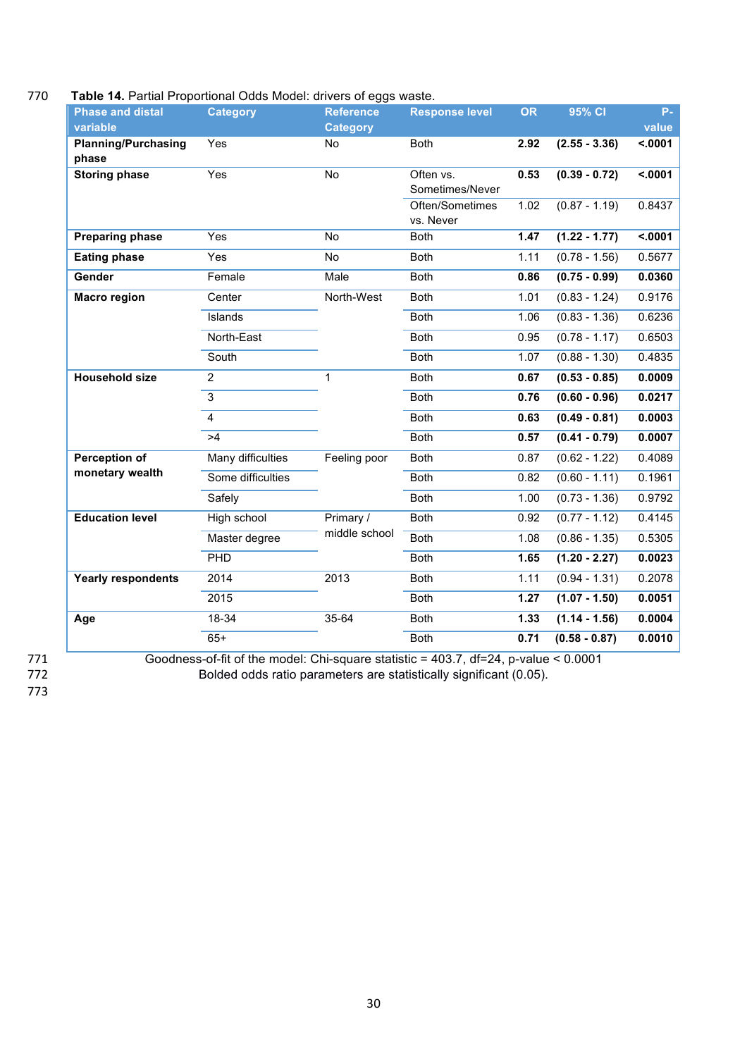**Table 14.** Partial Proportional Odds Model: drivers of eggs waste.

| Phase and distal variable | Category | Reference Category | Response level | OR | 95% CI | P-value |
|---|---|---|---|---|---|---|
| **Planning/Purchasing phase** | Yes | No | Both | **2.92** | **(2.55 - 3.36)** | **<.0001** |
| **Storing phase** | Yes | No | Often vs. Sometimes/Never | **0.53** | **(0.39 - 0.72)** | **<.0001** |
| | | | Often/Sometimes vs. Never | 1.02 | (0.87 - 1.19) | 0.8437 |
| **Preparing phase** | Yes | No | Both | **1.47** | **(1.22 - 1.77)** | **<.0001** |
| **Eating phase** | Yes | No | Both | 1.11 | (0.78 - 1.56) | 0.5677 |
| **Gender** | Female | Male | Both | **0.86** | **(0.75 - 0.99)** | **0.0360** |
| **Macro region** | Center | North-West | Both | 1.01 | (0.83 - 1.24) | 0.9176 |
| | Islands | | Both | 1.06 | (0.83 - 1.36) | 0.6236 |
| | North-East | | Both | 0.95 | (0.78 - 1.17) | 0.6503 |
| | South | | Both | 1.07 | (0.88 - 1.30) | 0.4835 |
| **Household size** | 2 | 1 | Both | **0.67** | **(0.53 - 0.85)** | **0.0009** |
| | 3 | | Both | **0.76** | **(0.60 - 0.96)** | **0.0217** |
| | 4 | | Both | **0.63** | **(0.49 - 0.81)** | **0.0003** |
| | >4 | | Both | **0.57** | **(0.41 - 0.79)** | **0.0007** |
| **Perception of monetary wealth** | Many difficulties | Feeling poor | Both | 0.87 | (0.62 - 1.22) | 0.4089 |
| | Some difficulties | | Both | 0.82 | (0.60 - 1.11) | 0.1961 |
| | Safely | | Both | 1.00 | (0.73 - 1.36) | 0.9792 |
| **Education level** | High school | Primary / middle school | Both | 0.92 | (0.77 - 1.12) | 0.4145 |
| | Master degree | | Both | 1.08 | (0.86 - 1.35) | 0.5305 |
| | PHD | | Both | **1.65** | **(1.20 - 2.27)** | **0.0023** |
| **Yearly respondents** | 2014 | 2013 | Both | 1.11 | (0.94 - 1.31) | 0.2078 |
| | 2015 | | Both | **1.27** | **(1.07 - 1.50)** | **0.0051** |
| **Age** | 18-34 | 35-64 | Both | **1.33** | **(1.14 - 1.56)** | **0.0004** |
| | 65+ | | Both | **0.71** | **(0.58 - 0.87)** | **0.0010** |

Goodness-of-fit of the model: Chi-square statistic = 403.7, df=24, p-value < 0.0001

Bolded odds ratio parameters are statistically significant (0.05).